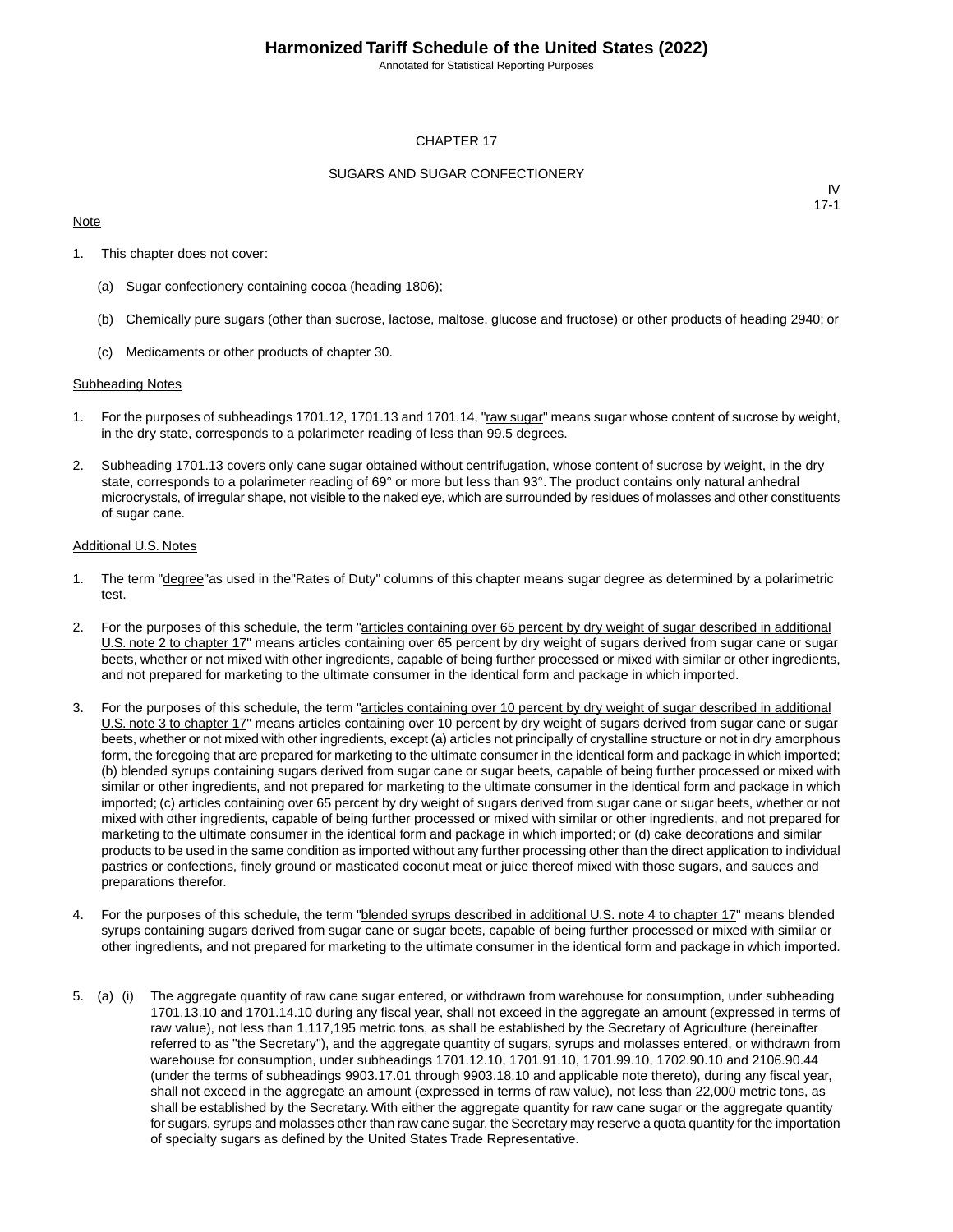# CHAPTER 17

## SUGARS AND SUGAR CONFECTIONERY

IV
17-1

Note

1. This chapter does not cover:

   (a) Sugar confectionery containing cocoa (heading 1806);

   (b) Chemically pure sugars (other than sucrose, lactose, maltose, glucose and fructose) or other products of heading 2940; or

   (c) Medicaments or other products of chapter 30.

Subheading Notes

1. For the purposes of subheadings 1701.12, 1701.13 and 1701.14, "raw sugar" means sugar whose content of sucrose by weight, in the dry state, corresponds to a polarimeter reading of less than 99.5 degrees.

2. Subheading 1701.13 covers only cane sugar obtained without centrifugation, whose content of sucrose by weight, in the dry state, corresponds to a polarimeter reading of 69° or more but less than 93°. The product contains only natural anhedral microcrystals, of irregular shape, not visible to the naked eye, which are surrounded by residues of molasses and other constituents of sugar cane.

Additional U.S. Notes

1. The term "degree"as used in the"Rates of Duty" columns of this chapter means sugar degree as determined by a polarimetric test.

2. For the purposes of this schedule, the term "articles containing over 65 percent by dry weight of sugar described in additional U.S. note 2 to chapter 17" means articles containing over 65 percent by dry weight of sugars derived from sugar cane or sugar beets, whether or not mixed with other ingredients, capable of being further processed or mixed with similar or other ingredients, and not prepared for marketing to the ultimate consumer in the identical form and package in which imported.

3. For the purposes of this schedule, the term "articles containing over 10 percent by dry weight of sugar described in additional U.S. note 3 to chapter 17" means articles containing over 10 percent by dry weight of sugars derived from sugar cane or sugar beets, whether or not mixed with other ingredients, except (a) articles not principally of crystalline structure or not in dry amorphous form, the foregoing that are prepared for marketing to the ultimate consumer in the identical form and package in which imported; (b) blended syrups containing sugars derived from sugar cane or sugar beets, capable of being further processed or mixed with similar or other ingredients, and not prepared for marketing to the ultimate consumer in the identical form and package in which imported; (c) articles containing over 65 percent by dry weight of sugars derived from sugar cane or sugar beets, whether or not mixed with other ingredients, capable of being further processed or mixed with similar or other ingredients, and not prepared for marketing to the ultimate consumer in the identical form and package in which imported; or (d) cake decorations and similar products to be used in the same condition as imported without any further processing other than the direct application to individual pastries or confections, finely ground or masticated coconut meat or juice thereof mixed with those sugars, and sauces and preparations therefor.

4. For the purposes of this schedule, the term "blended syrups described in additional U.S. note 4 to chapter 17" means blended syrups containing sugars derived from sugar cane or sugar beets, capable of being further processed or mixed with similar or other ingredients, and not prepared for marketing to the ultimate consumer in the identical form and package in which imported.

5. (a) (i) The aggregate quantity of raw cane sugar entered, or withdrawn from warehouse for consumption, under subheading 1701.13.10 and 1701.14.10 during any fiscal year, shall not exceed in the aggregate an amount (expressed in terms of raw value), not less than 1,117,195 metric tons, as shall be established by the Secretary of Agriculture (hereinafter referred to as "the Secretary"), and the aggregate quantity of sugars, syrups and molasses entered, or withdrawn from warehouse for consumption, under subheadings 1701.12.10, 1701.91.10, 1701.99.10, 1702.90.10 and 2106.90.44 (under the terms of subheadings 9903.17.01 through 9903.18.10 and applicable note thereto), during any fiscal year, shall not exceed in the aggregate an amount (expressed in terms of raw value), not less than 22,000 metric tons, as shall be established by the Secretary. With either the aggregate quantity for raw cane sugar or the aggregate quantity for sugars, syrups and molasses other than raw cane sugar, the Secretary may reserve a quota quantity for the importation of specialty sugars as defined by the United States Trade Representative.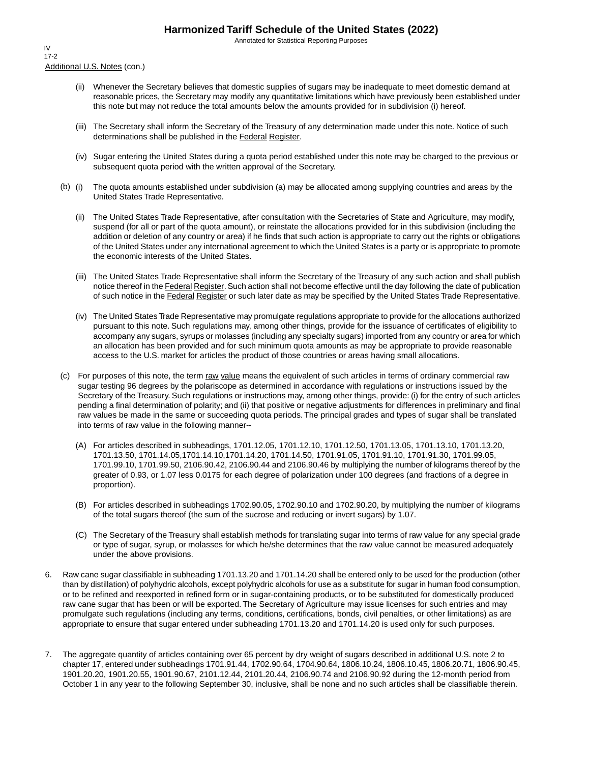Additional U.S. Notes (con.)

(ii) Whenever the Secretary believes that domestic supplies of sugars may be inadequate to meet domestic demand at reasonable prices, the Secretary may modify any quantitative limitations which have previously been established under this note but may not reduce the total amounts below the amounts provided for in subdivision (i) hereof.

(iii) The Secretary shall inform the Secretary of the Treasury of any determination made under this note. Notice of such determinations shall be published in the Federal Register.

(iv) Sugar entering the United States during a quota period established under this note may be charged to the previous or subsequent quota period with the written approval of the Secretary.

(b) (i) The quota amounts established under subdivision (a) may be allocated among supplying countries and areas by the United States Trade Representative.

(ii) The United States Trade Representative, after consultation with the Secretaries of State and Agriculture, may modify, suspend (for all or part of the quota amount), or reinstate the allocations provided for in this subdivision (including the addition or deletion of any country or area) if he finds that such action is appropriate to carry out the rights or obligations of the United States under any international agreement to which the United States is a party or is appropriate to promote the economic interests of the United States.

(iii) The United States Trade Representative shall inform the Secretary of the Treasury of any such action and shall publish notice thereof in the Federal Register. Such action shall not become effective until the day following the date of publication of such notice in the Federal Register or such later date as may be specified by the United States Trade Representative.

(iv) The United States Trade Representative may promulgate regulations appropriate to provide for the allocations authorized pursuant to this note. Such regulations may, among other things, provide for the issuance of certificates of eligibility to accompany any sugars, syrups or molasses (including any specialty sugars) imported from any country or area for which an allocation has been provided and for such minimum quota amounts as may be appropriate to provide reasonable access to the U.S. market for articles the product of those countries or areas having small allocations.

(c) For purposes of this note, the term raw value means the equivalent of such articles in terms of ordinary commercial raw sugar testing 96 degrees by the polariscope as determined in accordance with regulations or instructions issued by the Secretary of the Treasury. Such regulations or instructions may, among other things, provide: (i) for the entry of such articles pending a final determination of polarity; and (ii) that positive or negative adjustments for differences in preliminary and final raw values be made in the same or succeeding quota periods. The principal grades and types of sugar shall be translated into terms of raw value in the following manner--

(A) For articles described in subheadings, 1701.12.05, 1701.12.10, 1701.12.50, 1701.13.05, 1701.13.10, 1701.13.20, 1701.13.50, 1701.14.05,1701.14.10,1701.14.20, 1701.14.50, 1701.91.05, 1701.91.10, 1701.91.30, 1701.99.05, 1701.99.10, 1701.99.50, 2106.90.42, 2106.90.44 and 2106.90.46 by multiplying the number of kilograms thereof by the greater of 0.93, or 1.07 less 0.0175 for each degree of polarization under 100 degrees (and fractions of a degree in proportion).

(B) For articles described in subheadings 1702.90.05, 1702.90.10 and 1702.90.20, by multiplying the number of kilograms of the total sugars thereof (the sum of the sucrose and reducing or invert sugars) by 1.07.

(C) The Secretary of the Treasury shall establish methods for translating sugar into terms of raw value for any special grade or type of sugar, syrup, or molasses for which he/she determines that the raw value cannot be measured adequately under the above provisions.

6. Raw cane sugar classifiable in subheading 1701.13.20 and 1701.14.20 shall be entered only to be used for the production (other than by distillation) of polyhydric alcohols, except polyhydric alcohols for use as a substitute for sugar in human food consumption, or to be refined and reexported in refined form or in sugar-containing products, or to be substituted for domestically produced raw cane sugar that has been or will be exported. The Secretary of Agriculture may issue licenses for such entries and may promulgate such regulations (including any terms, conditions, certifications, bonds, civil penalties, or other limitations) as are appropriate to ensure that sugar entered under subheading 1701.13.20 and 1701.14.20 is used only for such purposes.

7. The aggregate quantity of articles containing over 65 percent by dry weight of sugars described in additional U.S. note 2 to chapter 17, entered under subheadings 1701.91.44, 1702.90.64, 1704.90.64, 1806.10.24, 1806.10.45, 1806.20.71, 1806.90.45, 1901.20.20, 1901.20.55, 1901.90.67, 2101.12.44, 2101.20.44, 2106.90.74 and 2106.90.92 during the 12-month period from October 1 in any year to the following September 30, inclusive, shall be none and no such articles shall be classifiable therein.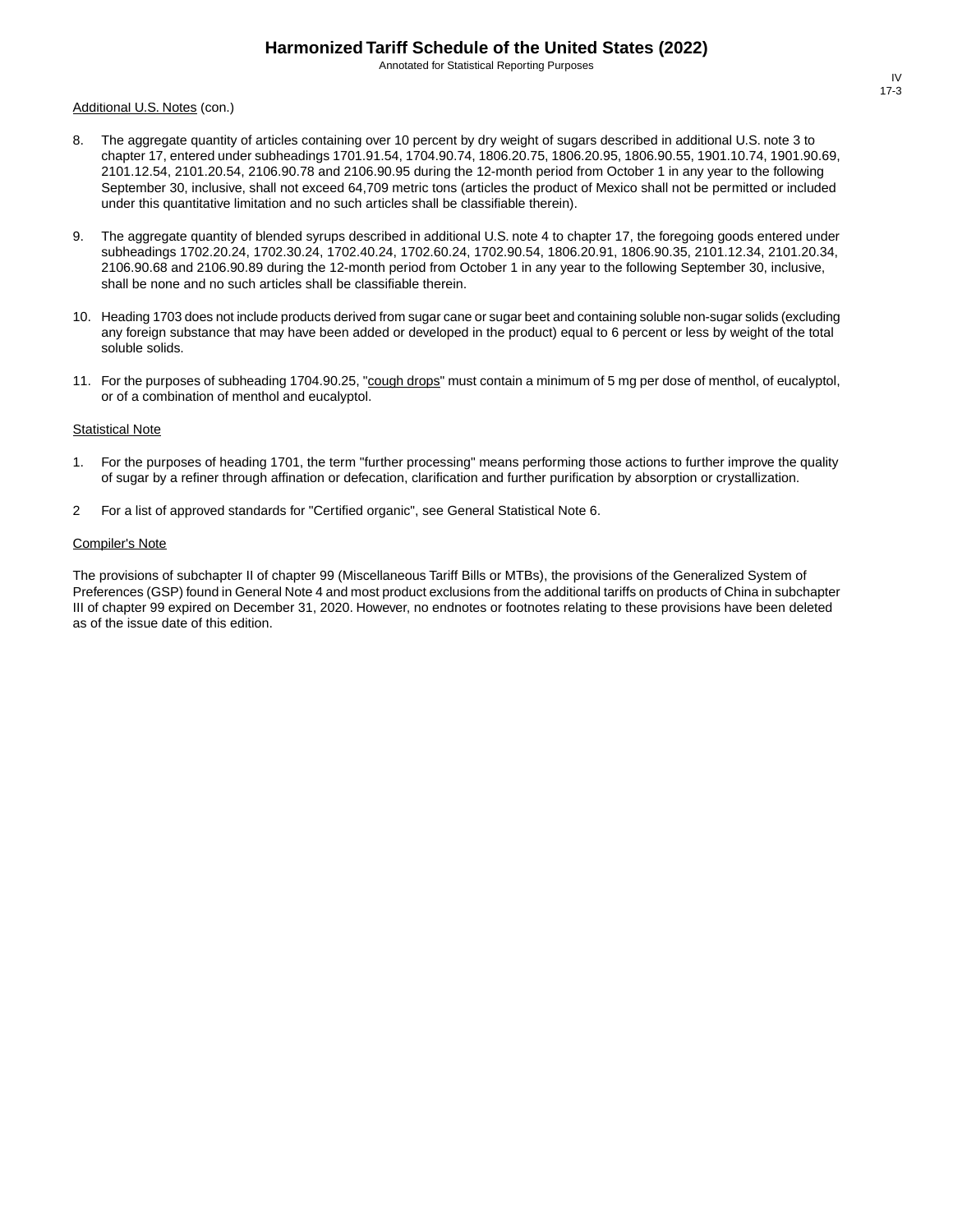Additional U.S. Notes (con.)

8. The aggregate quantity of articles containing over 10 percent by dry weight of sugars described in additional U.S. note 3 to chapter 17, entered under subheadings 1701.91.54, 1704.90.74, 1806.20.75, 1806.20.95, 1806.90.55, 1901.10.74, 1901.90.69, 2101.12.54, 2101.20.54, 2106.90.78 and 2106.90.95 during the 12-month period from October 1 in any year to the following September 30, inclusive, shall not exceed 64,709 metric tons (articles the product of Mexico shall not be permitted or included under this quantitative limitation and no such articles shall be classifiable therein).

9. The aggregate quantity of blended syrups described in additional U.S. note 4 to chapter 17, the foregoing goods entered under subheadings 1702.20.24, 1702.30.24, 1702.40.24, 1702.60.24, 1702.90.54, 1806.20.91, 1806.90.35, 2101.12.34, 2101.20.34, 2106.90.68 and 2106.90.89 during the 12-month period from October 1 in any year to the following September 30, inclusive, shall be none and no such articles shall be classifiable therein.

10. Heading 1703 does not include products derived from sugar cane or sugar beet and containing soluble non-sugar solids (excluding any foreign substance that may have been added or developed in the product) equal to 6 percent or less by weight of the total soluble solids.

11. For the purposes of subheading 1704.90.25, "cough drops" must contain a minimum of 5 mg per dose of menthol, of eucalyptol, or of a combination of menthol and eucalyptol.

Statistical Note

1. For the purposes of heading 1701, the term "further processing" means performing those actions to further improve the quality of sugar by a refiner through affination or defecation, clarification and further purification by absorption or crystallization.

2 For a list of approved standards for "Certified organic", see General Statistical Note 6.

Compiler's Note

The provisions of subchapter II of chapter 99 (Miscellaneous Tariff Bills or MTBs), the provisions of the Generalized System of Preferences (GSP) found in General Note 4 and most product exclusions from the additional tariffs on products of China in subchapter III of chapter 99 expired on December 31, 2020. However, no endnotes or footnotes relating to these provisions have been deleted as of the issue date of this edition.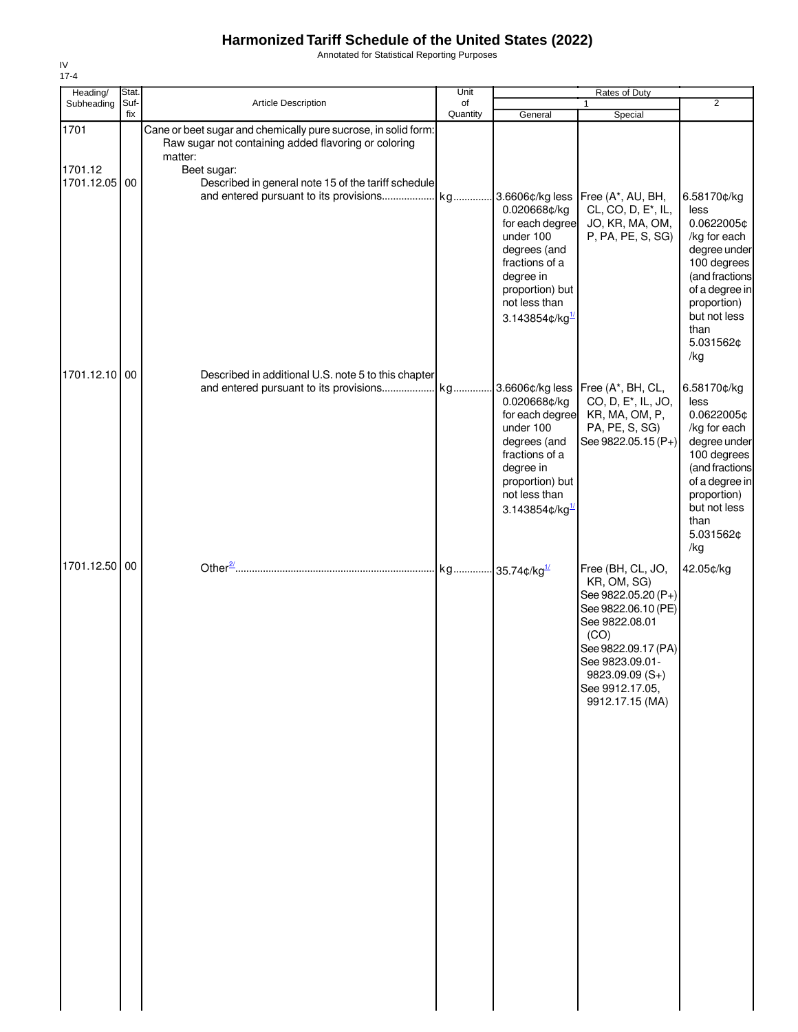# Harmonized Tariff Schedule of the United States (2022)

Annotated for Statistical Reporting Purposes

IV
17-4

| Heading/ Subheading | Stat. Suf- fix | Article Description | Unit of Quantity | Rates of Duty 1 General | Special | 2 |
|---|---|---|---|---|---|---|
| 1701 | | Cane or beet sugar and chemically pure sucrose, in solid form: | | | | |
| | | Raw sugar not containing added flavoring or coloring matter: | | | | |
| 1701.12 | | Beet sugar: | | | | |
| 1701.12.05 | 00 | Described in general note 15 of the tariff schedule and entered pursuant to its provisions.................. | kg............. | 3.6606¢/kg less 0.020668¢/kg for each degree under 100 degrees (and fractions of a degree in proportion) but not less than 3.143854¢/kg[1/] | Free (A*, AU, BH, CL, CO, D, E*, IL, JO, KR, MA, OM, P, PA, PE, S, SG) | 6.58170¢/kg less 0.0622005¢ /kg for each degree under 100 degrees (and fractions of a degree in proportion) but not less than 5.031562¢ /kg |
| 1701.12.10 | 00 | Described in additional U.S. note 5 to this chapter and entered pursuant to its provisions.................. | kg............. | 3.6606¢/kg less 0.020668¢/kg for each degree under 100 degrees (and fractions of a degree in proportion) but not less than 3.143854¢/kg[1/] | Free (A*, BH, CL, CO, D, E*, IL, JO, KR, MA, OM, P, PA, PE, S, SG) See 9822.05.15 (P+) | 6.58170¢/kg less 0.0622005¢ /kg for each degree under 100 degrees (and fractions of a degree in proportion) but not less than 5.031562¢ /kg |
| 1701.12.50 | 00 | Other[2/]....................................................................... | kg............. | 35.74¢/kg[1/] | Free (BH, CL, JO, KR, OM, SG) See 9822.05.20 (P+) See 9822.06.10 (PE) See 9822.08.01 (CO) See 9822.09.17 (PA) See 9823.09.01- 9823.09.09 (S+) See 9912.17.05, 9912.17.15 (MA) | 42.05¢/kg |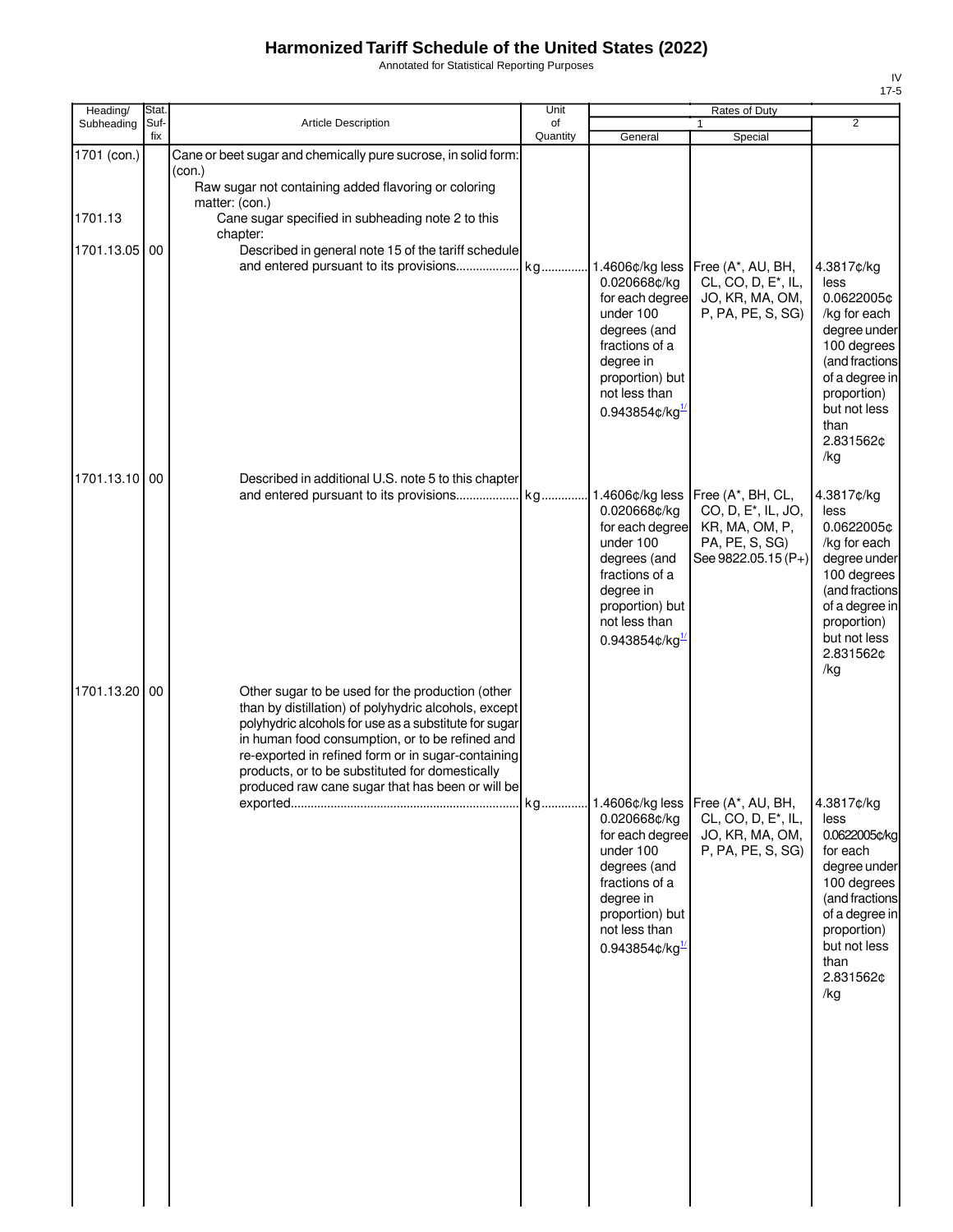# Harmonized Tariff Schedule of the United States (2022)

Annotated for Statistical Reporting Purposes

IV
17-5

| Heading/ Subheading | Stat. Suf- fix | Article Description | Unit of Quantity | Rates of Duty 1 General | Special | 2 |
|---|---|---|---|---|---|---|
| 1701 (con.) | | Cane or beet sugar and chemically pure sucrose, in solid form: (con.) | | | | |
| | | Raw sugar not containing added flavoring or coloring matter: (con.) | | | | |
| 1701.13 | | Cane sugar specified in subheading note 2 to this chapter: | | | | |
| 1701.13.05 | 00 | Described in general note 15 of the tariff schedule and entered pursuant to its provisions | kg | 1.4606¢/kg less 0.020668¢/kg for each degree under 100 degrees (and fractions of a degree in proportion) but not less than 0.943854¢/kg[1/] | Free (A*, AU, BH, CL, CO, D, E*, IL, JO, KR, MA, OM, P, PA, PE, S, SG) | 4.3817¢/kg less 0.0622005¢ /kg for each degree under 100 degrees (and fractions of a degree in proportion) but not less than 2.831562¢ /kg |
| 1701.13.10 | 00 | Described in additional U.S. note 5 to this chapter and entered pursuant to its provisions | kg | 1.4606¢/kg less 0.020668¢/kg for each degree under 100 degrees (and fractions of a degree in proportion) but not less than 0.943854¢/kg[1/] | Free (A*, BH, CL, CO, D, E*, IL, JO, KR, MA, OM, P, PA, PE, S, SG) See 9822.05.15 (P+) | 4.3817¢/kg less 0.0622005¢ /kg for each degree under 100 degrees (and fractions of a degree in proportion) but not less 2.831562¢ /kg |
| 1701.13.20 | 00 | Other sugar to be used for the production (other than by distillation) of polyhydric alcohols, except polyhydric alcohols for use as a substitute for sugar in human food consumption, or to be refined and re-exported in refined form or in sugar-containing products, or to be substituted for domestically produced raw cane sugar that has been or will be exported | kg | 1.4606¢/kg less 0.020668¢/kg for each degree under 100 degrees (and fractions of a degree in proportion) but not less than 0.943854¢/kg[1/] | Free (A*, AU, BH, CL, CO, D, E*, IL, JO, KR, MA, OM, P, PA, PE, S, SG) | 4.3817¢/kg less 0.0622005¢/kg for each degree under 100 degrees (and fractions of a degree in proportion) but not less than 2.831562¢ /kg |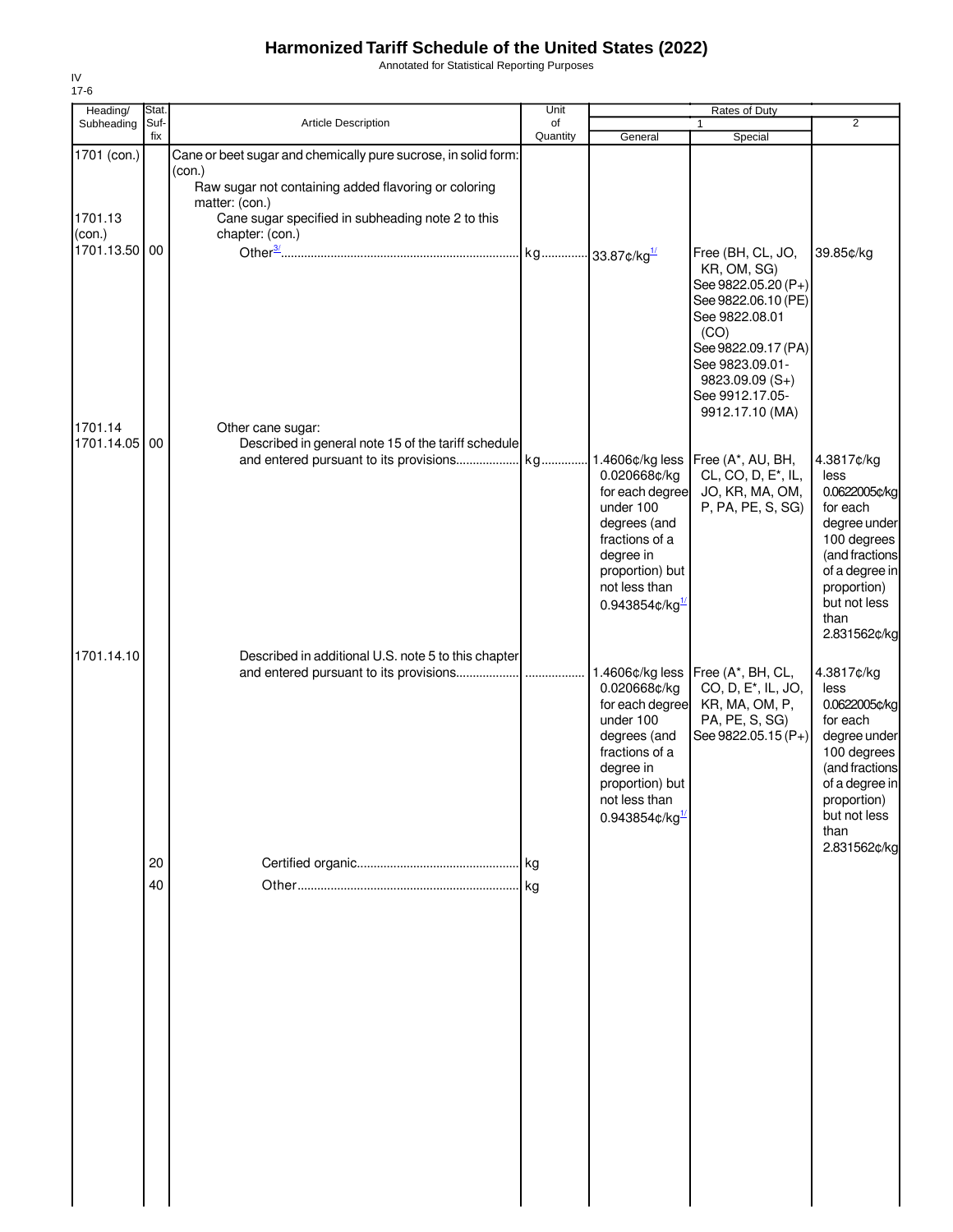# Harmonized Tariff Schedule of the United States (2022)

Annotated for Statistical Reporting Purposes

IV
17-6

| Heading/ Subheading | Stat. Suf-fix | Article Description | Unit of Quantity | Rates of Duty 1 General | Rates of Duty 1 Special | Rates of Duty 2 |
|---|---|---|---|---|---|---|
| 1701 (con.) | | Cane or beet sugar and chemically pure sucrose, in solid form: (con.) | | | | |
| | | Raw sugar not containing added flavoring or coloring matter: (con.) | | | | |
| 1701.13 (con.) | | Cane sugar specified in subheading note 2 to this chapter: (con.) | | | | |
| 1701.13.50 | 00 | Other[3/] | kg | 33.87¢/kg[1/] | Free (BH, CL, JO, KR, OM, SG) See 9822.05.20 (P+) See 9822.06.10 (PE) See 9822.08.01 (CO) See 9822.09.17 (PA) See 9823.09.01-9823.09.09 (S+) See 9912.17.05-9912.17.10 (MA) | 39.85¢/kg |
| 1701.14 | | Other cane sugar: | | | | |
| 1701.14.05 | 00 | Described in general note 15 of the tariff schedule and entered pursuant to its provisions | kg | 1.4606¢/kg less 0.020668¢/kg for each degree under 100 degrees (and fractions of a degree in proportion) but not less than 0.943854¢/kg[1/] | Free (A*, AU, BH, CL, CO, D, E*, IL, JO, KR, MA, OM, P, PA, PE, S, SG) | 4.3817¢/kg less 0.0622005¢/kg for each degree under 100 degrees (and fractions of a degree in proportion) but not less than 2.831562¢/kg |
| 1701.14.10 | | Described in additional U.S. note 5 to this chapter and entered pursuant to its provisions | | 1.4606¢/kg less 0.020668¢/kg for each degree under 100 degrees (and fractions of a degree in proportion) but not less than 0.943854¢/kg[1/] | Free (A*, BH, CL, CO, D, E*, IL, JO, KR, MA, OM, P, PA, PE, S, SG) See 9822.05.15 (P+) | 4.3817¢/kg less 0.0622005¢/kg for each degree under 100 degrees (and fractions of a degree in proportion) but not less than 2.831562¢/kg |
| | 20 | Certified organic | kg | | | |
| | 40 | Other | kg | | | |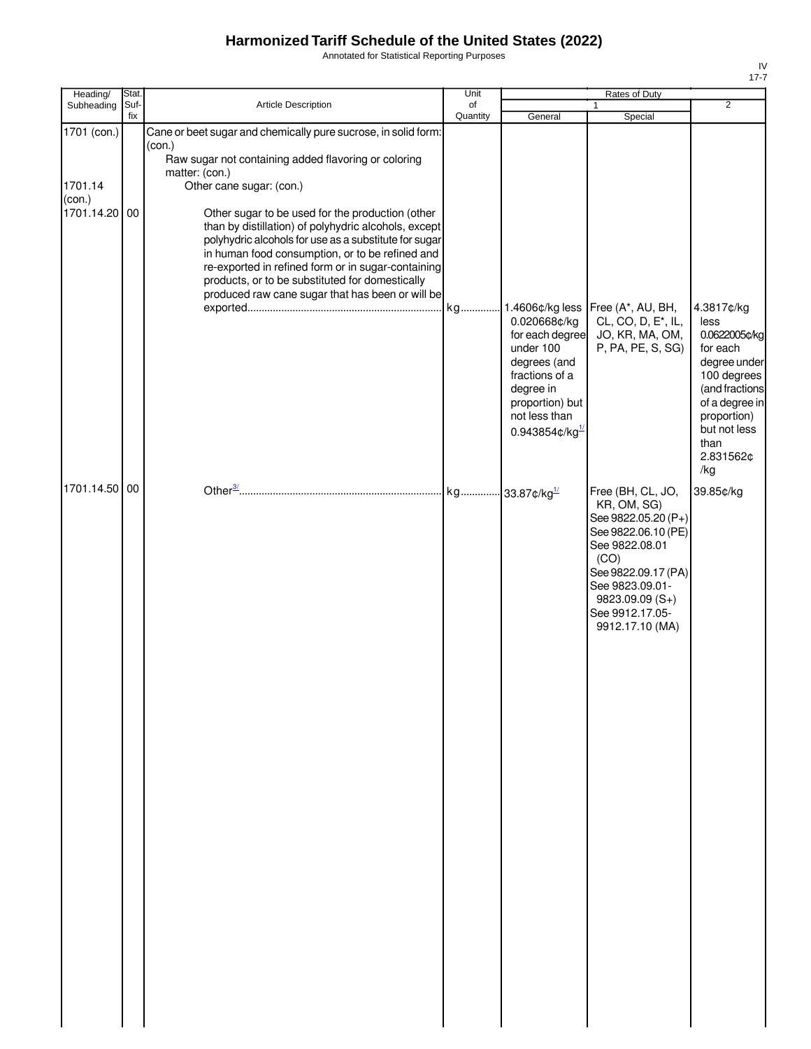# Harmonized Tariff Schedule of the United States (2022)

Annotated for Statistical Reporting Purposes

| Heading/ Subheading | Stat. Suf- fix | Article Description | Unit of Quantity | Rates of Duty 1 General | Rates of Duty 1 Special | Rates of Duty 2 |
|---|---|---|---|---|---|---|
| 1701 (con.) | | Cane or beet sugar and chemically pure sucrose, in solid form: (con.) | | | | |
| | | Raw sugar not containing added flavoring or coloring matter: (con.) | | | | |
| 1701.14 (con.) | | Other cane sugar: (con.) | | | | |
| 1701.14.20 | 00 | Other sugar to be used for the production (other than by distillation) of polyhydric alcohols, except polyhydric alcohols for use as a substitute for sugar in human food consumption, or to be refined and re-exported in refined form or in sugar-containing products, or to be substituted for domestically produced raw cane sugar that has been or will be exported | kg | 1.4606¢/kg less 0.020668¢/kg for each degree under 100 degrees (and fractions of a degree in proportion) but not less than 0.943854¢/kg[1/] | Free (A*, AU, BH, CL, CO, D, E*, IL, JO, KR, MA, OM, P, PA, PE, S, SG) | 4.3817¢/kg less 0.0622005¢/kg for each degree under 100 degrees (and fractions of a degree in proportion) but not less than 2.831562¢ /kg |
| 1701.14.50 | 00 | Other[3/] | kg | 33.87¢/kg[1/] | Free (BH, CL, JO, KR, OM, SG) See 9822.05.20 (P+) See 9822.06.10 (PE) See 9822.08.01 (CO) See 9822.09.17 (PA) See 9823.09.01-9823.09.09 (S+) See 9912.17.05-9912.17.10 (MA) | 39.85¢/kg |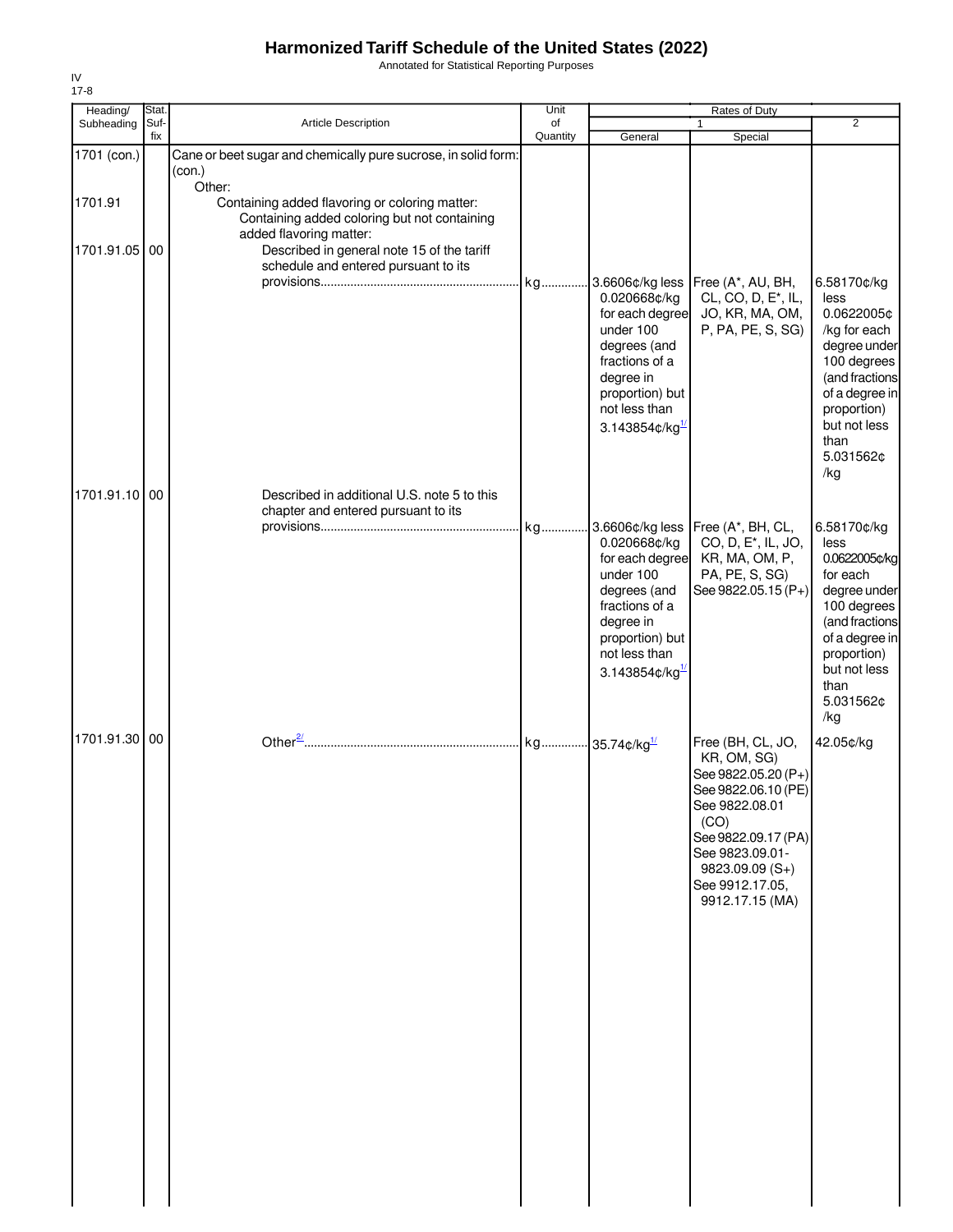# Harmonized Tariff Schedule of the United States (2022)

Annotated for Statistical Reporting Purposes

IV
17-8

| Heading/ Subheading | Stat. Suf- fix | Article Description | Unit of Quantity | Rates of Duty 1 General | Special | 2 |
|---|---|---|---|---|---|---|
| 1701 (con.) | | Cane or beet sugar and chemically pure sucrose, in solid form: (con.) | | | | |
| | | Other: | | | | |
| 1701.91 | | Containing added flavoring or coloring matter: | | | | |
| | | Containing added coloring but not containing added flavoring matter: | | | | |
| 1701.91.05 | 00 | Described in general note 15 of the tariff schedule and entered pursuant to its provisions | kg | 3.6606¢/kg less 0.020668¢/kg for each degree under 100 degrees (and fractions of a degree in proportion) but not less than 3.143854¢/kg[1/] | Free (A*, AU, BH, CL, CO, D, E*, IL, JO, KR, MA, OM, P, PA, PE, S, SG) | 6.58170¢/kg less 0.0622005¢ /kg for each degree under 100 degrees (and fractions of a degree in proportion) but not less than 5.031562¢ /kg |
| 1701.91.10 | 00 | Described in additional U.S. note 5 to this chapter and entered pursuant to its provisions | kg | 3.6606¢/kg less 0.020668¢/kg for each degree under 100 degrees (and fractions of a degree in proportion) but not less than 3.143854¢/kg[1/] | Free (A*, BH, CL, CO, D, E*, IL, JO, KR, MA, OM, P, PA, PE, S, SG) See 9822.05.15 (P+) | 6.58170¢/kg less 0.0622005¢/kg for each degree under 100 degrees (and fractions of a degree in proportion) but not less than 5.031562¢ /kg |
| 1701.91.30 | 00 | Other[2/] | kg | 35.74¢/kg[1/] | Free (BH, CL, JO, KR, OM, SG) See 9822.05.20 (P+) See 9822.06.10 (PE) See 9822.08.01 (CO) See 9822.09.17 (PA) See 9823.09.01-9823.09.09 (S+) See 9912.17.05, 9912.17.15 (MA) | 42.05¢/kg |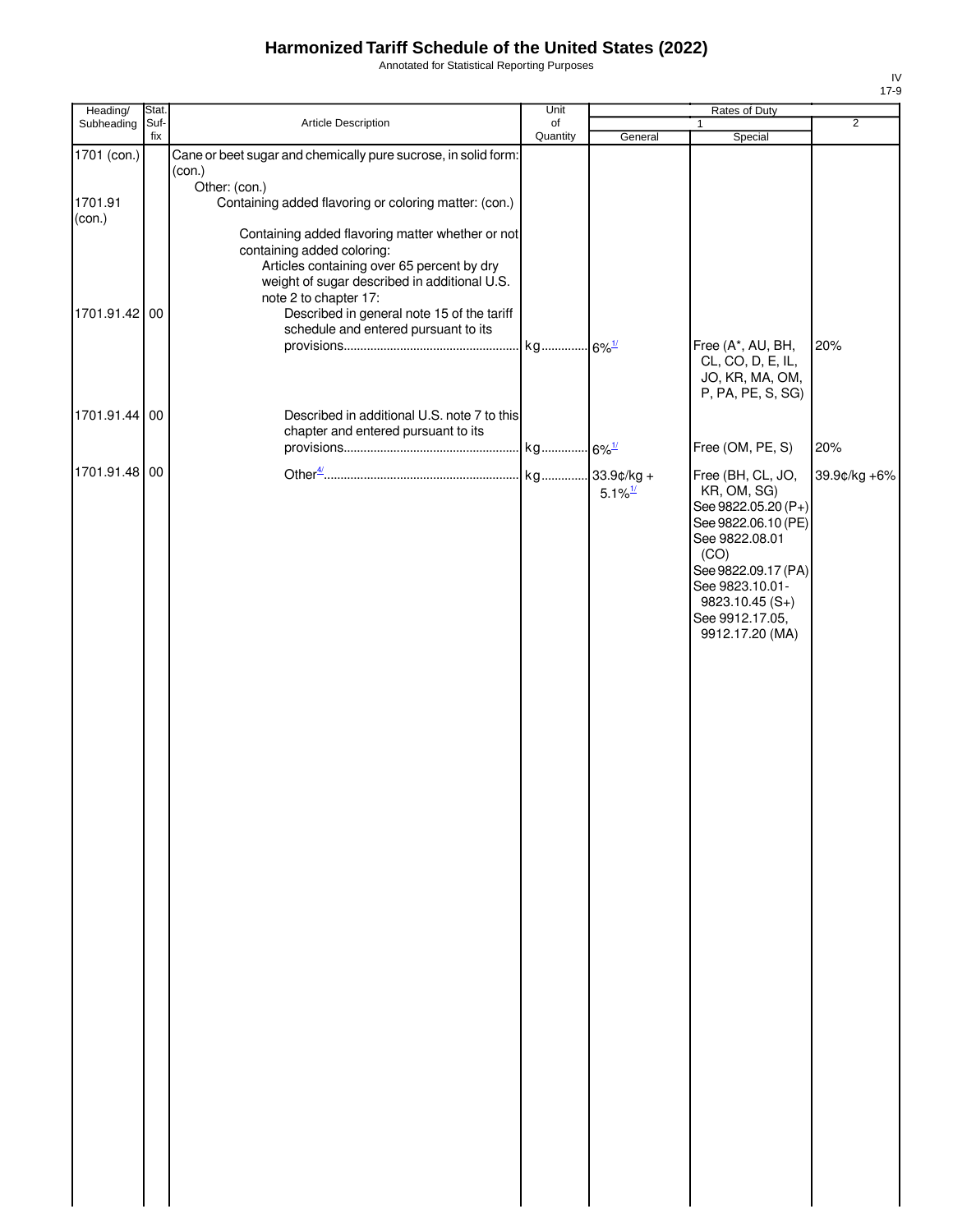# Harmonized Tariff Schedule of the United States (2022)

Annotated for Statistical Reporting Purposes

IV
17-9

| Heading/ Subheading | Stat. Suf- fix | Article Description | Unit of Quantity | Rates of Duty 1 General | Special | 2 |
|---|---|---|---|---|---|---|
| 1701 (con.) | | Cane or beet sugar and chemically pure sucrose, in solid form: (con.) | | | | |
| | | Other: (con.) | | | | |
| 1701.91 (con.) | | Containing added flavoring or coloring matter: (con.) | | | | |
| | | Containing added flavoring matter whether or not containing added coloring: | | | | |
| | | Articles containing over 65 percent by dry weight of sugar described in additional U.S. note 2 to chapter 17: | | | | |
| 1701.91.42 | 00 | Described in general note 15 of the tariff schedule and entered pursuant to its provisions | kg | 6%[1/] | Free (A*, AU, BH, CL, CO, D, E, IL, JO, KR, MA, OM, P, PA, PE, S, SG) | 20% |
| 1701.91.44 | 00 | Described in additional U.S. note 7 to this chapter and entered pursuant to its provisions | kg | 6%[1/] | Free (OM, PE, S) | 20% |
| 1701.91.48 | 00 | Other[4/] | kg | 33.9¢/kg + 5.1%[1/] | Free (BH, CL, JO, KR, OM, SG) See 9822.05.20 (P+) See 9822.06.10 (PE) See 9822.08.01 (CO) See 9822.09.17 (PA) See 9823.10.01- 9823.10.45 (S+) See 9912.17.05, 9912.17.20 (MA) | 39.9¢/kg +6% |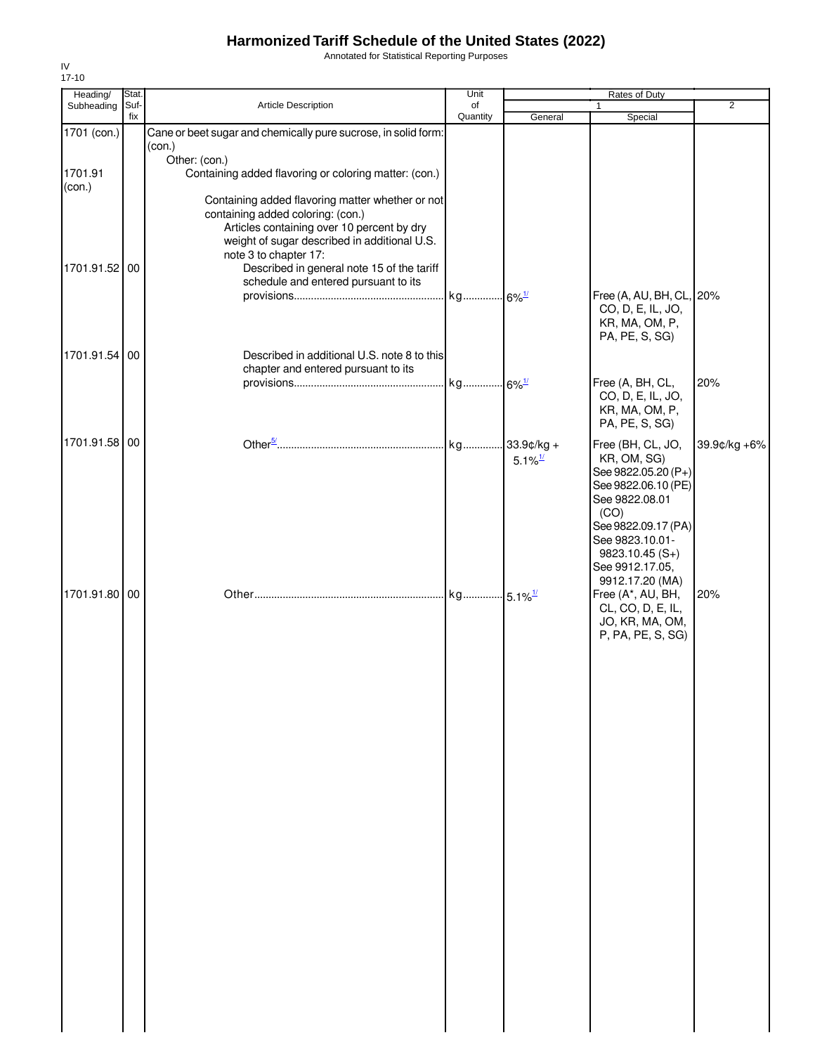# Harmonized Tariff Schedule of the United States (2022)

Annotated for Statistical Reporting Purposes

IV
17-10

| Heading/ Subheading | Stat. Suf- fix | Article Description | Unit of Quantity | Rates of Duty 1 General | Special | 2 |
|---|---|---|---|---|---|---|
| 1701 (con.) | | Cane or beet sugar and chemically pure sucrose, in solid form: (con.) | | | | |
| | | Other: (con.) | | | | |
| 1701.91 (con.) | | Containing added flavoring or coloring matter: (con.) | | | | |
| | | Containing added flavoring matter whether or not containing added coloring: (con.) | | | | |
| | | Articles containing over 10 percent by dry weight of sugar described in additional U.S. note 3 to chapter 17: | | | | |
| 1701.91.52 | 00 | Described in general note 15 of the tariff schedule and entered pursuant to its provisions | kg | 6%[1/] | Free (A, AU, BH, CL, CO, D, E, IL, JO, KR, MA, OM, P, PA, PE, S, SG) | 20% |
| 1701.91.54 | 00 | Described in additional U.S. note 8 to this chapter and entered pursuant to its provisions | kg | 6%[1/] | Free (A, BH, CL, CO, D, E, IL, JO, KR, MA, OM, P, PA, PE, S, SG) | 20% |
| 1701.91.58 | 00 | Other[5/] | kg | 33.9¢/kg + 5.1%[1/] | Free (BH, CL, JO, KR, OM, SG) See 9822.05.20 (P+) See 9822.06.10 (PE) See 9822.08.01 (CO) See 9822.09.17 (PA) See 9823.10.01-9823.10.45 (S+) See 9912.17.05, 9912.17.20 (MA) | 39.9¢/kg +6% |
| 1701.91.80 | 00 | Other | kg | 5.1%[1/] | Free (A*, AU, BH, CL, CO, D, E, IL, JO, KR, MA, OM, P, PA, PE, S, SG) | 20% |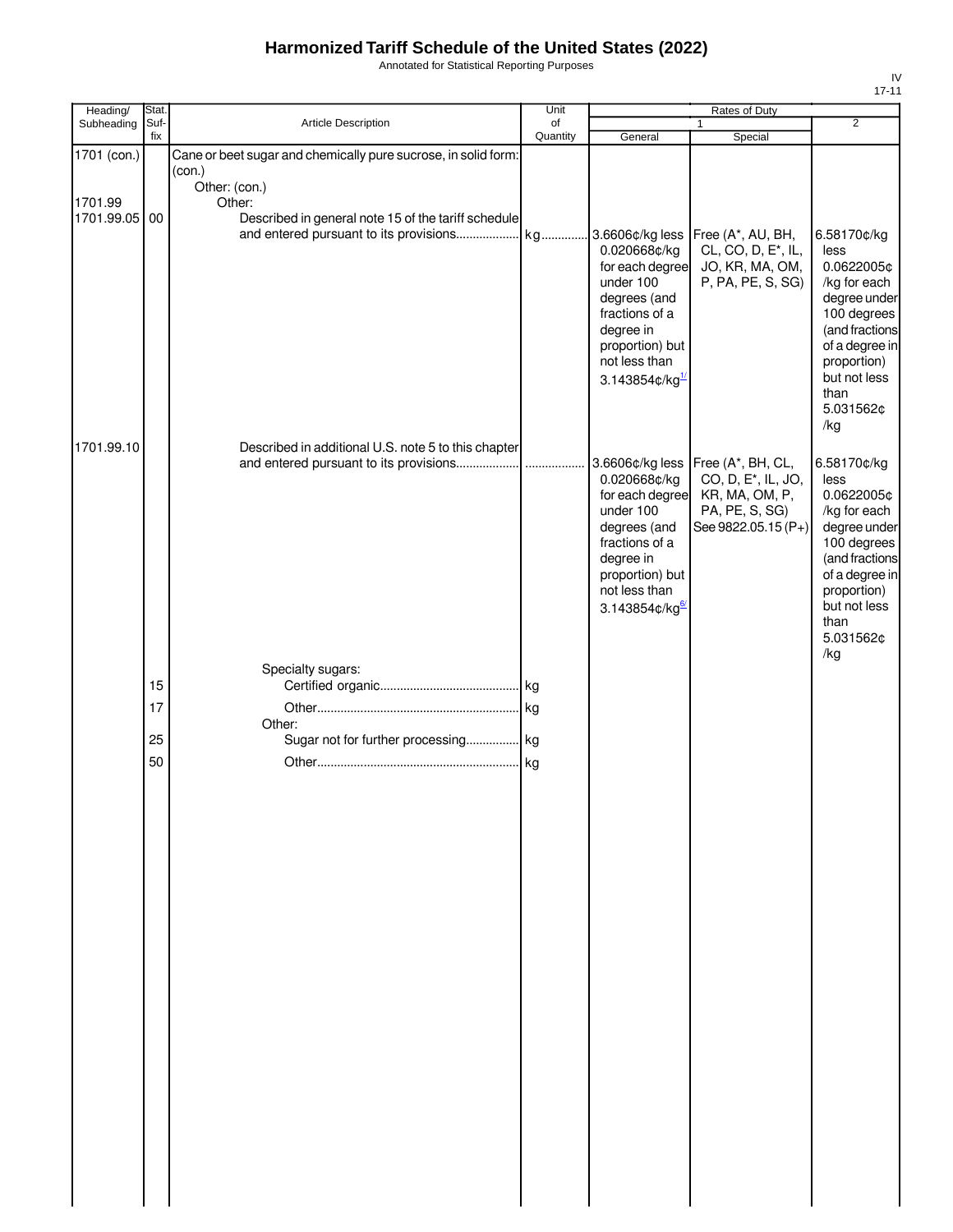# Harmonized Tariff Schedule of the United States (2022)

Annotated for Statistical Reporting Purposes

IV
17-11

| Heading/ Subheading | Stat. Suf- fix | Article Description | Unit of Quantity | Rates of Duty 1 General | Special | 2 |
|---|---|---|---|---|---|---|
| 1701 (con.) | | Cane or beet sugar and chemically pure sucrose, in solid form: (con.) | | | | |
| | | Other: (con.) | | | | |
| 1701.99 | | Other: | | | | |
| 1701.99.05 | 00 | Described in general note 15 of the tariff schedule and entered pursuant to its provisions.................. | kg | 3.6606¢/kg less 0.020668¢/kg for each degree under 100 degrees (and fractions of a degree in proportion) but not less than 3.143854¢/kg[1/] | Free (A*, AU, BH, CL, CO, D, E*, IL, JO, KR, MA, OM, P, PA, PE, S, SG) | 6.58170¢/kg less 0.0622005¢ /kg for each degree under 100 degrees (and fractions of a degree in proportion) but not less than 5.031562¢ /kg |
| 1701.99.10 | | Described in additional U.S. note 5 to this chapter and entered pursuant to its provisions.................. | | 3.6606¢/kg less 0.020668¢/kg for each degree under 100 degrees (and fractions of a degree in proportion) but not less than 3.143854¢/kg[6/] | Free (A*, BH, CL, CO, D, E*, IL, JO, KR, MA, OM, P, PA, PE, S, SG) See 9822.05.15 (P+) | 6.58170¢/kg less 0.0622005¢ /kg for each degree under 100 degrees (and fractions of a degree in proportion) but not less than 5.031562¢ /kg |
| | | Specialty sugars: | | | | |
| | 15 | Certified organic.......................................... | kg | | | |
| | 17 | Other.............................................................. | kg | | | |
| | | Other: | | | | |
| | 25 | Sugar not for further processing................ | kg | | | |
| | 50 | Other.............................................................. | kg | | | |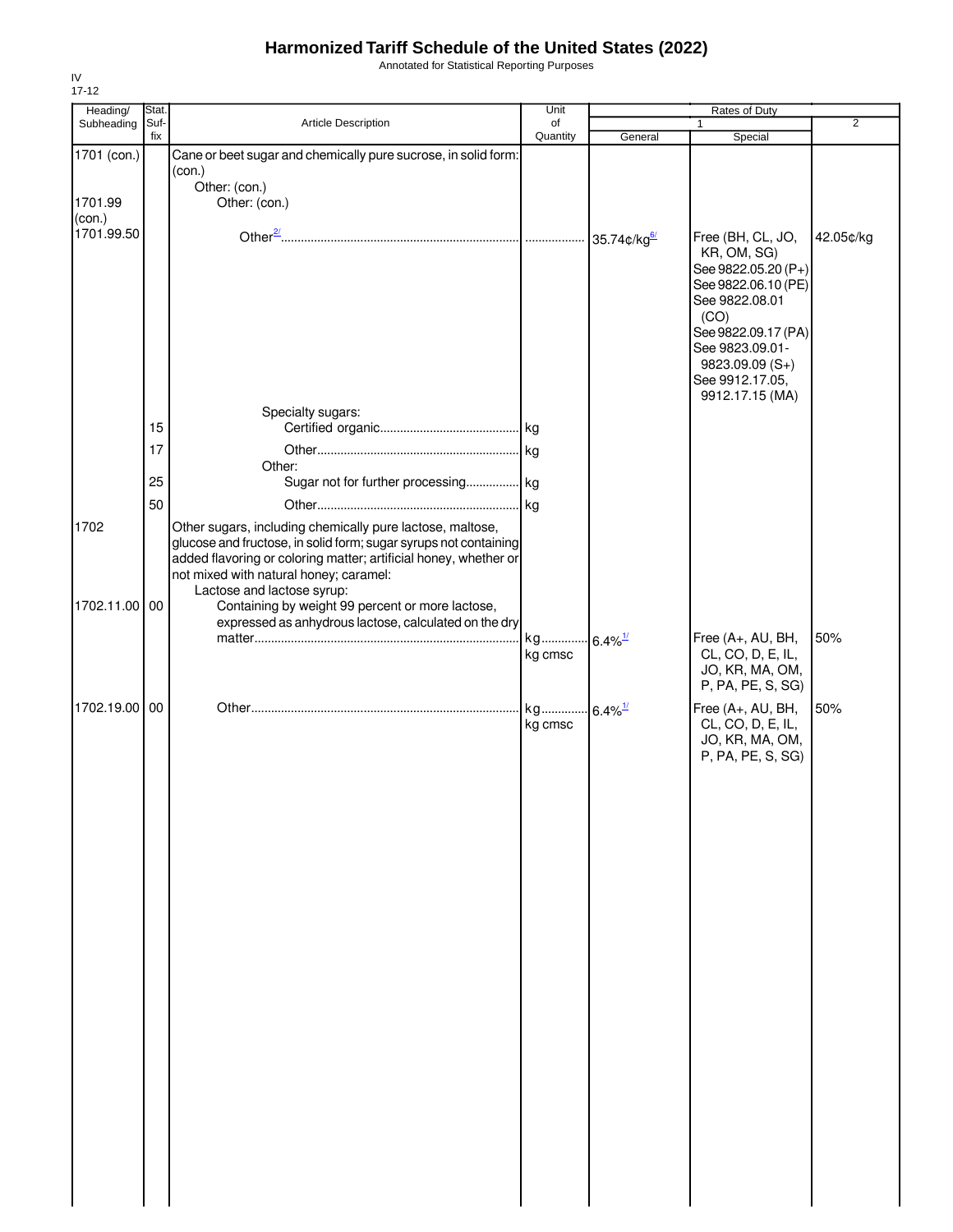# Harmonized Tariff Schedule of the United States (2022)

Annotated for Statistical Reporting Purposes

IV
17-12

| Heading/ Subheading | Stat. Suf- fix | Article Description | Unit of Quantity | Rates of Duty 1 General | Rates of Duty 1 Special | Rates of Duty 2 |
|---|---|---|---|---|---|---|
| 1701 (con.) | | Cane or beet sugar and chemically pure sucrose, in solid form: (con.) | | | | |
| | | Other: (con.) | | | | |
| 1701.99 (con.) | | Other: (con.) | | | | |
| 1701.99.50 | | Other[2/] | | 35.74¢/kg[6/] | Free (BH, CL, JO, KR, OM, SG) See 9822.05.20 (P+) See 9822.06.10 (PE) See 9822.08.01 (CO) See 9822.09.17 (PA) See 9823.09.01-9823.09.09 (S+) See 9912.17.05, 9912.17.15 (MA) | 42.05¢/kg |
| | | Specialty sugars: | | | | |
| | 15 | Certified organic | kg | | | |
| | 17 | Other | kg | | | |
| | | Other: | | | | |
| | 25 | Sugar not for further processing | kg | | | |
| | 50 | Other | kg | | | |
| 1702 | | Other sugars, including chemically pure lactose, maltose, glucose and fructose, in solid form; sugar syrups not containing added flavoring or coloring matter; artificial honey, whether or not mixed with natural honey; caramel: | | | | |
| | | Lactose and lactose syrup: | | | | |
| 1702.11.00 | 00 | Containing by weight 99 percent or more lactose, expressed as anhydrous lactose, calculated on the dry matter | kg kg cmsc | 6.4%[1/] | Free (A+, AU, BH, CL, CO, D, E, IL, JO, KR, MA, OM, P, PA, PE, S, SG) | 50% |
| 1702.19.00 | 00 | Other | kg kg cmsc | 6.4%[1/] | Free (A+, AU, BH, CL, CO, D, E, IL, JO, KR, MA, OM, P, PA, PE, S, SG) | 50% |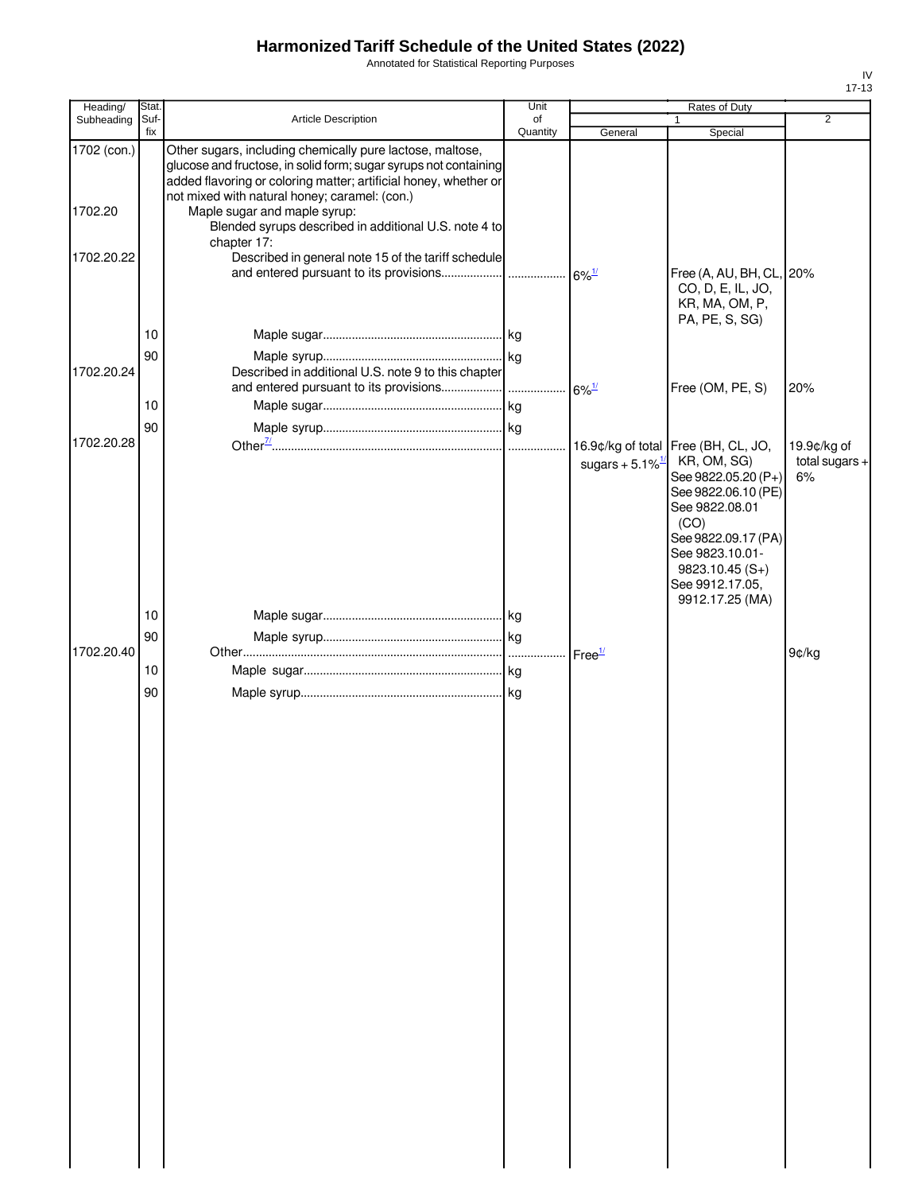# Harmonized Tariff Schedule of the United States (2022)

Annotated for Statistical Reporting Purposes

| Heading/ Subheading | Stat. Suf- fix | Article Description | Unit of Quantity | Rates of Duty 1 General | Rates of Duty 1 Special | Rates of Duty 2 |
|---|---|---|---|---|---|---|
| 1702 (con.) | | Other sugars, including chemically pure lactose, maltose, glucose and fructose, in solid form; sugar syrups not containing added flavoring or coloring matter; artificial honey, whether or not mixed with natural honey; caramel: (con.) | | | | |
| 1702.20 | | Maple sugar and maple syrup: | | | | |
| | | Blended syrups described in additional U.S. note 4 to chapter 17: | | | | |
| 1702.20.22 | | Described in general note 15 of the tariff schedule and entered pursuant to its provisions | | 6%[1/] | Free (A, AU, BH, CL, CO, D, E, IL, JO, KR, MA, OM, P, PA, PE, S, SG) | 20% |
| | 10 | Maple sugar | kg | | | |
| | 90 | Maple syrup | kg | | | |
| 1702.20.24 | | Described in additional U.S. note 9 to this chapter and entered pursuant to its provisions | | 6%[1/] | Free (OM, PE, S) | 20% |
| | 10 | Maple sugar | kg | | | |
| | 90 | Maple syrup | kg | | | |
| 1702.20.28 | | Other[7/] | | 16.9¢/kg of total sugars + 5.1%[1/] | Free (BH, CL, JO, KR, OM, SG) See 9822.05.20 (P+) See 9822.06.10 (PE) See 9822.08.01 (CO) See 9822.09.17 (PA) See 9823.10.01-9823.10.45 (S+) See 9912.17.05, 9912.17.25 (MA) | 19.9¢/kg of total sugars + 6% |
| | 10 | Maple sugar | kg | | | |
| | 90 | Maple syrup | kg | | | |
| 1702.20.40 | | Other | | Free[1/] | | 9¢/kg |
| | 10 | Maple sugar | kg | | | |
| | 90 | Maple syrup | kg | | | |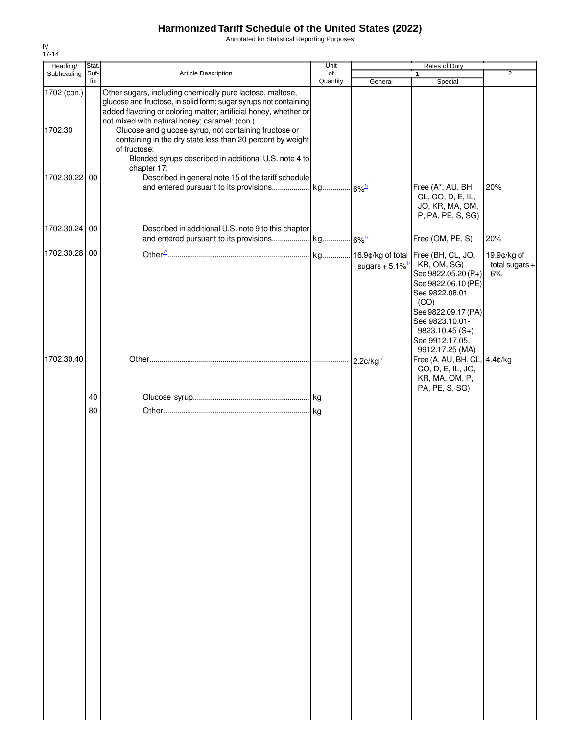# Harmonized Tariff Schedule of the United States (2022)

Annotated for Statistical Reporting Purposes

IV
17-14

| Heading/ Subheading | Stat. Suf- fix | Article Description | Unit of Quantity | Rates of Duty 1 General | Special | 2 |
|---|---|---|---|---|---|---|
| 1702 (con.) | | Other sugars, including chemically pure lactose, maltose, glucose and fructose, in solid form; sugar syrups not containing added flavoring or coloring matter; artificial honey, whether or not mixed with natural honey; caramel: (con.) | | | | |
| 1702.30 | | Glucose and glucose syrup, not containing fructose or containing in the dry state less than 20 percent by weight of fructose: | | | | |
| | | Blended syrups described in additional U.S. note 4 to chapter 17: | | | | |
| 1702.30.22 | 00 | Described in general note 15 of the tariff schedule and entered pursuant to its provisions | kg | 6%[1/] | Free (A*, AU, BH, CL, CO, D, E, IL, JO, KR, MA, OM, P, PA, PE, S, SG) | 20% |
| 1702.30.24 | 00 | Described in additional U.S. note 9 to this chapter and entered pursuant to its provisions | kg | 6%[1/] | Free (OM, PE, S) | 20% |
| 1702.30.28 | 00 | Other[7/] | kg | 16.9¢/kg of total sugars + 5.1%[1/] | Free (BH, CL, JO, KR, OM, SG) See 9822.05.20 (P+) See 9822.06.10 (PE) See 9822.08.01 (CO) See 9822.09.17 (PA) See 9823.10.01-9823.10.45 (S+) See 9912.17.05, 9912.17.25 (MA) | 19.9¢/kg of total sugars + 6% |
| 1702.30.40 | | Other | | 2.2¢/kg[1/] | Free (A, AU, BH, CL, CO, D, E, IL, JO, KR, MA, OM, P, PA, PE, S, SG) | 4.4¢/kg |
| | 40 | Glucose syrup | kg | | | |
| | 80 | Other | kg | | | |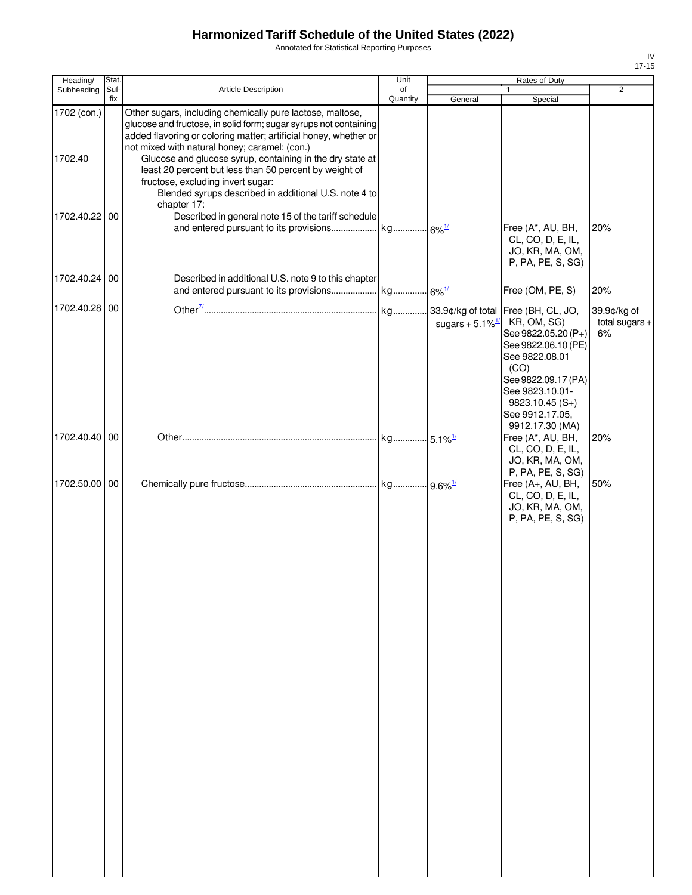# Harmonized Tariff Schedule of the United States (2022)

Annotated for Statistical Reporting Purposes

| Heading/ Subheading | Stat. Suf- fix | Article Description | Unit of Quantity | Rates of Duty 1 General | Special | 2 |
|---|---|---|---|---|---|---|
| 1702 (con.) | | Other sugars, including chemically pure lactose, maltose, glucose and fructose, in solid form; sugar syrups not containing added flavoring or coloring matter; artificial honey, whether or not mixed with natural honey; caramel: (con.) | | | | |
| 1702.40 | | Glucose and glucose syrup, containing in the dry state at least 20 percent but less than 50 percent by weight of fructose, excluding invert sugar: | | | | |
| | | Blended syrups described in additional U.S. note 4 to chapter 17: | | | | |
| 1702.40.22 | 00 | Described in general note 15 of the tariff schedule and entered pursuant to its provisions | kg | 6%[1/] | Free (A*, AU, BH, CL, CO, D, E, IL, JO, KR, MA, OM, P, PA, PE, S, SG) | 20% |
| 1702.40.24 | 00 | Described in additional U.S. note 9 to this chapter and entered pursuant to its provisions | kg | 6%[1/] | Free (OM, PE, S) | 20% |
| 1702.40.28 | 00 | Other[7/] | kg | 33.9¢/kg of total sugars + 5.1%[1/] | Free (BH, CL, JO, KR, OM, SG) See 9822.05.20 (P+) See 9822.06.10 (PE) See 9822.08.01 (CO) See 9822.09.17 (PA) See 9823.10.01-9823.10.45 (S+) See 9912.17.05, 9912.17.30 (MA) | 39.9¢/kg of total sugars + 6% |
| 1702.40.40 | 00 | Other | kg | 5.1%[1/] | Free (A*, AU, BH, CL, CO, D, E, IL, JO, KR, MA, OM, P, PA, PE, S, SG) | 20% |
| 1702.50.00 | 00 | Chemically pure fructose | kg | 9.6%[1/] | Free (A+, AU, BH, CL, CO, D, E, IL, JO, KR, MA, OM, P, PA, PE, S, SG) | 50% |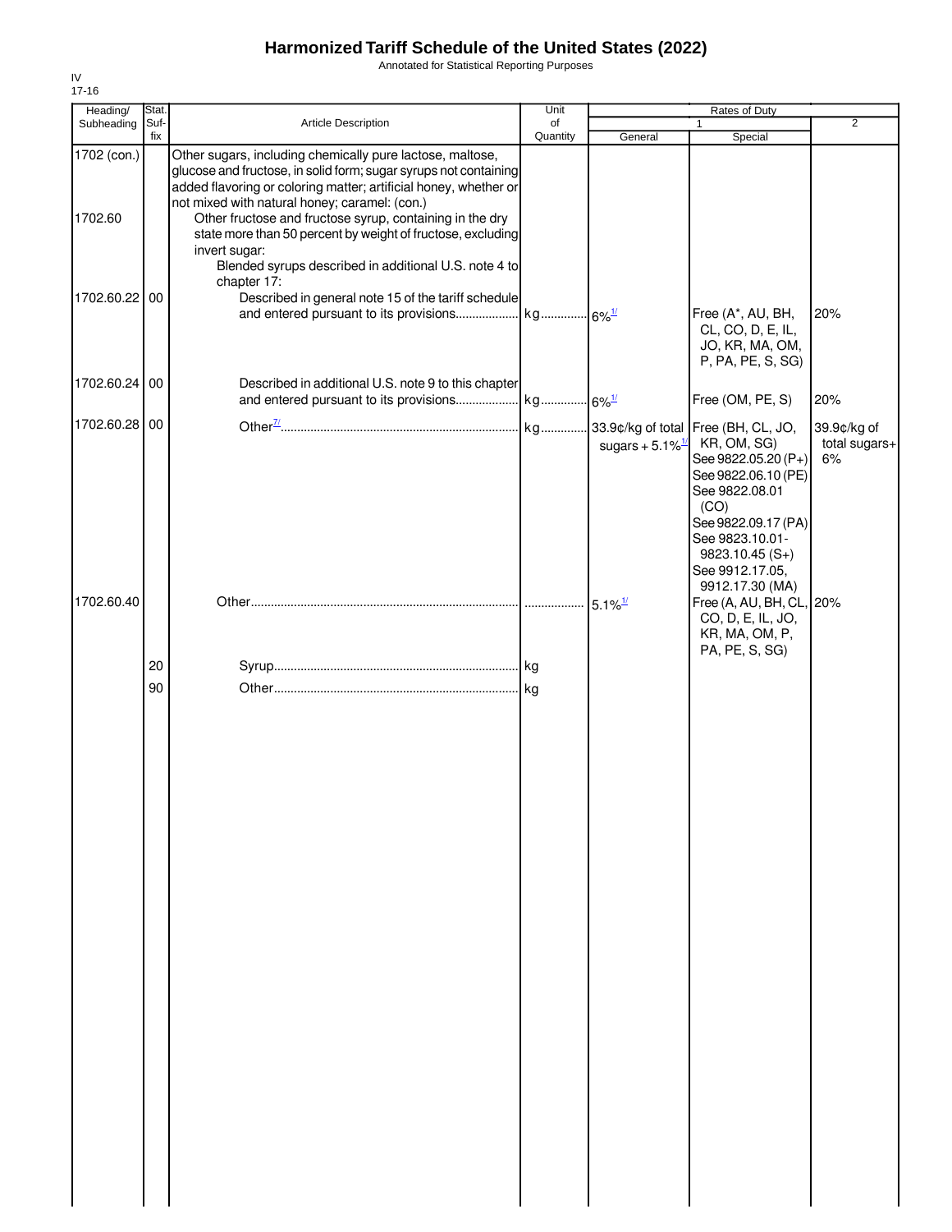# Harmonized Tariff Schedule of the United States (2022)

Annotated for Statistical Reporting Purposes

IV
17-16

| Heading/ Subheading | Stat. Suf- fix | Article Description | Unit of Quantity | Rates of Duty 1 General | Special | 2 |
|---|---|---|---|---|---|---|
| 1702 (con.) | | Other sugars, including chemically pure lactose, maltose, glucose and fructose, in solid form; sugar syrups not containing added flavoring or coloring matter; artificial honey, whether or not mixed with natural honey; caramel: (con.) | | | | |
| 1702.60 | | Other fructose and fructose syrup, containing in the dry state more than 50 percent by weight of fructose, excluding invert sugar: | | | | |
| | | Blended syrups described in additional U.S. note 4 to chapter 17: | | | | |
| 1702.60.22 | 00 | Described in general note 15 of the tariff schedule and entered pursuant to its provisions | kg | 6%[1/] | Free (A*, AU, BH, CL, CO, D, E, IL, JO, KR, MA, OM, P, PA, PE, S, SG) | 20% |
| 1702.60.24 | 00 | Described in additional U.S. note 9 to this chapter and entered pursuant to its provisions | kg | 6%[1/] | Free (OM, PE, S) | 20% |
| 1702.60.28 | 00 | Other[7/] | kg | 33.9¢/kg of total sugars + 5.1%[1/] | Free (BH, CL, JO, KR, OM, SG) See 9822.05.20 (P+) See 9822.06.10 (PE) See 9822.08.01 (CO) See 9822.09.17 (PA) See 9823.10.01-9823.10.45 (S+) See 9912.17.05, 9912.17.30 (MA) | 39.9¢/kg of total sugars+ 6% |
| 1702.60.40 | | Other | | 5.1%[1/] | Free (A, AU, BH, CL, CO, D, E, IL, JO, KR, MA, OM, P, PA, PE, S, SG) | 20% |
| | 20 | Syrup | kg | | | |
| | 90 | Other | kg | | | |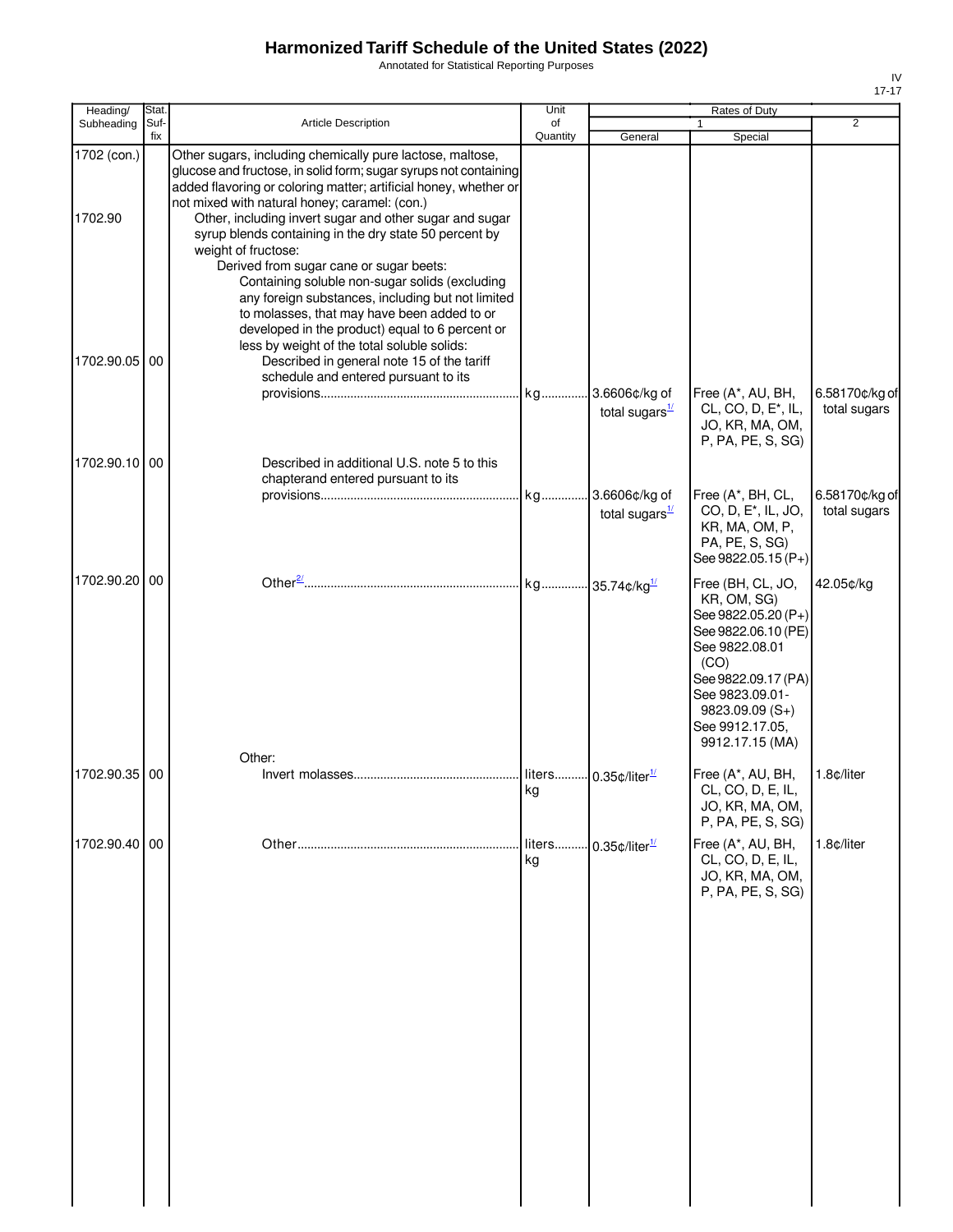# Harmonized Tariff Schedule of the United States (2022)

Annotated for Statistical Reporting Purposes

IV
17-17

| Heading/ Subheading | Stat. Suf- fix | Article Description | Unit of Quantity | Rates of Duty 1 General | Special | 2 |
|---|---|---|---|---|---|---|
| 1702 (con.) | | Other sugars, including chemically pure lactose, maltose, glucose and fructose, in solid form; sugar syrups not containing added flavoring or coloring matter; artificial honey, whether or not mixed with natural honey; caramel: (con.) | | | | |
| 1702.90 | | Other, including invert sugar and other sugar and sugar syrup blends containing in the dry state 50 percent by weight of fructose: | | | | |
| | | Derived from sugar cane or sugar beets: | | | | |
| | | Containing soluble non-sugar solids (excluding any foreign substances, including but not limited to molasses, that may have been added to or developed in the product) equal to 6 percent or less by weight of the total soluble solids: | | | | |
| 1702.90.05 | 00 | Described in general note 15 of the tariff schedule and entered pursuant to its provisions | kg | 3.6606¢/kg of total sugars[1/] | Free (A*, AU, BH, CL, CO, D, E*, IL, JO, KR, MA, OM, P, PA, PE, S, SG) | 6.58170¢/kg of total sugars |
| 1702.90.10 | 00 | Described in additional U.S. note 5 to this chapterand entered pursuant to its provisions | kg | 3.6606¢/kg of total sugars[1/] | Free (A*, BH, CL, CO, D, E*, IL, JO, KR, MA, OM, P, PA, PE, S, SG) See 9822.05.15 (P+) | 6.58170¢/kg of total sugars |
| 1702.90.20 | 00 | Other[2/] | kg | 35.74¢/kg[1/] | Free (BH, CL, JO, KR, OM, SG) See 9822.05.20 (P+) See 9822.06.10 (PE) See 9822.08.01 (CO) See 9822.09.17 (PA) See 9823.09.01-9823.09.09 (S+) See 9912.17.05, 9912.17.15 (MA) | 42.05¢/kg |
| | | Other: | | | | |
| 1702.90.35 | 00 | Invert molasses | liters kg | 0.35¢/liter[1/] | Free (A*, AU, BH, CL, CO, D, E, IL, JO, KR, MA, OM, P, PA, PE, S, SG) | 1.8¢/liter |
| 1702.90.40 | 00 | Other | liters kg | 0.35¢/liter[1/] | Free (A*, AU, BH, CL, CO, D, E, IL, JO, KR, MA, OM, P, PA, PE, S, SG) | 1.8¢/liter |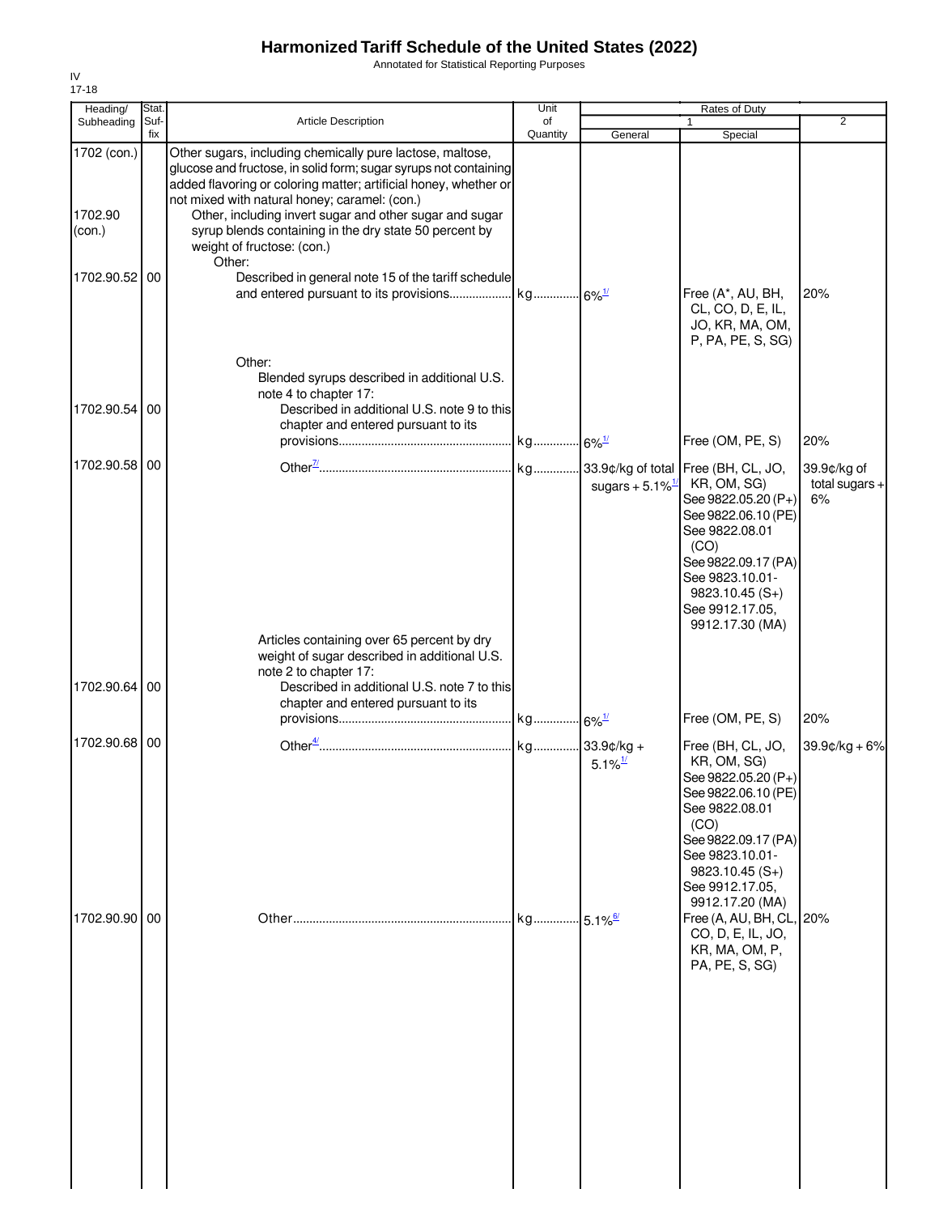# Harmonized Tariff Schedule of the United States (2022)

Annotated for Statistical Reporting Purposes

IV
17-18

| Heading/ Subheading | Stat. Suf- fix | Article Description | Unit of Quantity | Rates of Duty 1 General | Special | 2 |
|---|---|---|---|---|---|---|
| 1702 (con.) | | Other sugars, including chemically pure lactose, maltose, glucose and fructose, in solid form; sugar syrups not containing added flavoring or coloring matter; artificial honey, whether or not mixed with natural honey; caramel: (con.) | | | | |
| 1702.90 (con.) | | Other, including invert sugar and other sugar and sugar syrup blends containing in the dry state 50 percent by weight of fructose: (con.) | | | | |
| | | Other: | | | | |
| 1702.90.52 | 00 | Described in general note 15 of the tariff schedule and entered pursuant to its provisions | kg | 6%[1/] | Free (A*, AU, BH, CL, CO, D, E, IL, JO, KR, MA, OM, P, PA, PE, S, SG) | 20% |
| | | Other: | | | | |
| | | Blended syrups described in additional U.S. note 4 to chapter 17: | | | | |
| 1702.90.54 | 00 | Described in additional U.S. note 9 to this chapter and entered pursuant to its provisions | kg | 6%[1/] | Free (OM, PE, S) | 20% |
| 1702.90.58 | 00 | Other[7/] | kg | 33.9¢/kg of total sugars + 5.1%[1/] | Free (BH, CL, JO, KR, OM, SG) See 9822.05.20 (P+) See 9822.06.10 (PE) See 9822.08.01 (CO) See 9822.09.17 (PA) See 9823.10.01-9823.10.45 (S+) See 9912.17.05, 9912.17.30 (MA) | 39.9¢/kg of total sugars + 6% |
| | | Articles containing over 65 percent by dry weight of sugar described in additional U.S. note 2 to chapter 17: | | | | |
| 1702.90.64 | 00 | Described in additional U.S. note 7 to this chapter and entered pursuant to its provisions | kg | 6%[1/] | Free (OM, PE, S) | 20% |
| 1702.90.68 | 00 | Other[4/] | kg | 33.9¢/kg + 5.1%[1/] | Free (BH, CL, JO, KR, OM, SG) See 9822.05.20 (P+) See 9822.06.10 (PE) See 9822.08.01 (CO) See 9822.09.17 (PA) See 9823.10.01-9823.10.45 (S+) See 9912.17.05, 9912.17.20 (MA) | 39.9¢/kg + 6% |
| 1702.90.90 | 00 | Other | kg | 5.1%[6/] | Free (A, AU, BH, CL, CO, D, E, IL, JO, KR, MA, OM, P, PA, PE, S, SG) | 20% |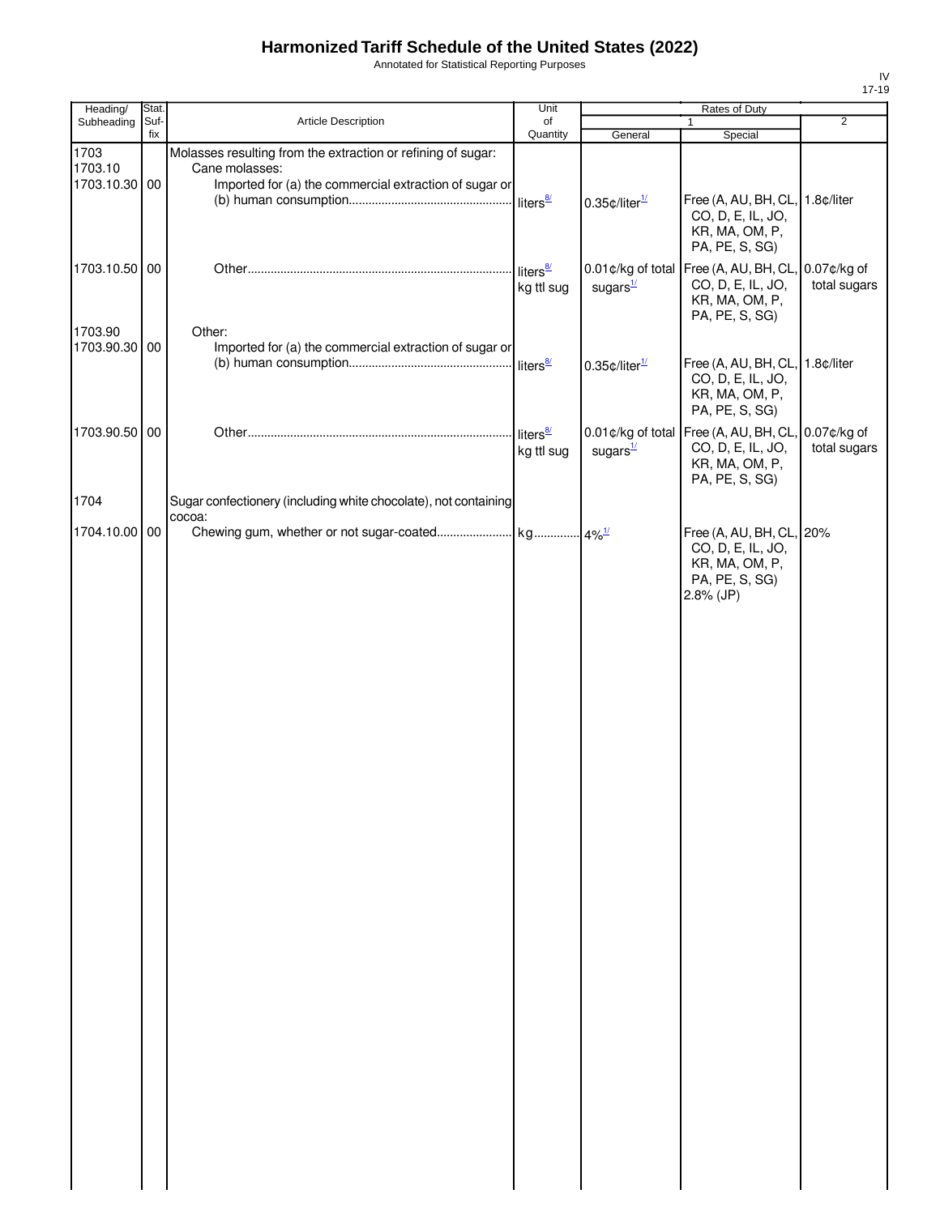# Harmonized Tariff Schedule of the United States (2022)

Annotated for Statistical Reporting Purposes

IV
17-19

| Heading/ Subheading | Stat. Suf-fix | Article Description | Unit of Quantity | Rates of Duty 1 General | Special | 2 |
|---|---|---|---|---|---|---|
| 1703 | | Molasses resulting from the extraction or refining of sugar: | | | | |
| 1703.10 | | Cane molasses: | | | | |
| 1703.10.30 | 00 | Imported for (a) the commercial extraction of sugar or (b) human consumption | liters[8/] | 0.35¢/liter[1/] | Free (A, AU, BH, CL, CO, D, E, IL, JO, KR, MA, OM, P, PA, PE, S, SG) | 1.8¢/liter |
| 1703.10.50 | 00 | Other | liters[8/] kg ttl sug | 0.01¢/kg of total sugars[1/] | Free (A, AU, BH, CL, CO, D, E, IL, JO, KR, MA, OM, P, PA, PE, S, SG) | 0.07¢/kg of total sugars |
| 1703.90 | | Other: | | | | |
| 1703.90.30 | 00 | Imported for (a) the commercial extraction of sugar or (b) human consumption | liters[8/] | 0.35¢/liter[1/] | Free (A, AU, BH, CL, CO, D, E, IL, JO, KR, MA, OM, P, PA, PE, S, SG) | 1.8¢/liter |
| 1703.90.50 | 00 | Other | liters[8/] kg ttl sug | 0.01¢/kg of total sugars[1/] | Free (A, AU, BH, CL, CO, D, E, IL, JO, KR, MA, OM, P, PA, PE, S, SG) | 0.07¢/kg of total sugars |
| 1704 | | Sugar confectionery (including white chocolate), not containing cocoa: | | | | |
| 1704.10.00 | 00 | Chewing gum, whether or not sugar-coated | kg | 4%[1/] | Free (A, AU, BH, CL, CO, D, E, IL, JO, KR, MA, OM, P, PA, PE, S, SG) 2.8% (JP) | 20% |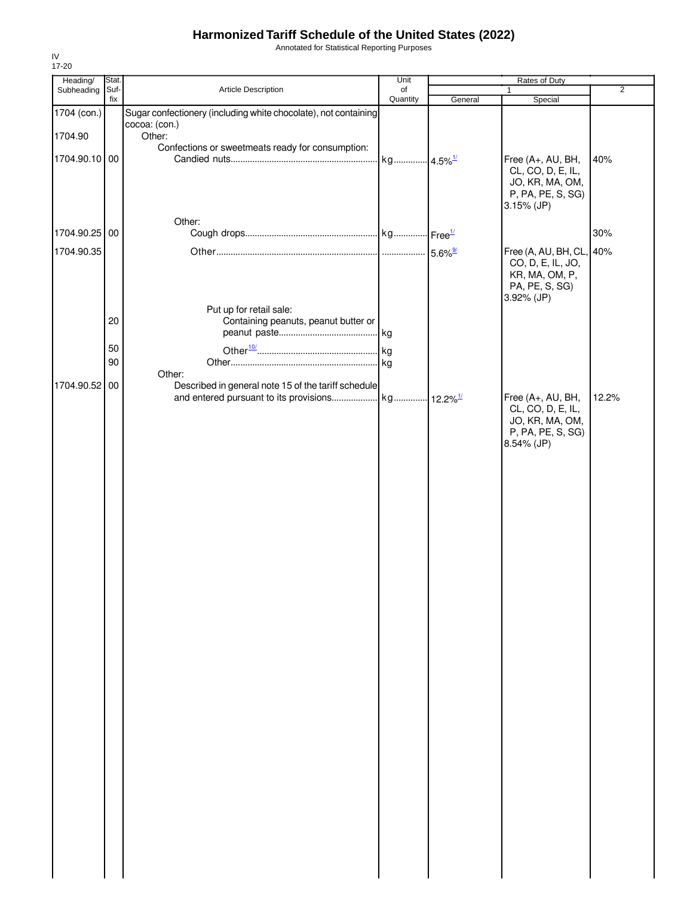# Harmonized Tariff Schedule of the United States (2022)

Annotated for Statistical Reporting Purposes

IV
17-20

| Heading/ Subheading | Stat. Suf- fix | Article Description | Unit of Quantity | Rates of Duty 1 General | Special | 2 |
|---|---|---|---|---|---|---|
| 1704 (con.) | | Sugar confectionery (including white chocolate), not containing cocoa: (con.) | | | | |
| 1704.90 | | Other: | | | | |
| | | Confections or sweetmeats ready for consumption: | | | | |
| 1704.90.10 | 00 | Candied nuts | kg | 4.5%[1/] | Free (A+, AU, BH, CL, CO, D, E, IL, JO, KR, MA, OM, P, PA, PE, S, SG) 3.15% (JP) | 40% |
| | | Other: | | | | |
| 1704.90.25 | 00 | Cough drops | kg | Free[1/] | | 30% |
| 1704.90.35 | | Other | | 5.6%[9/] | Free (A, AU, BH, CL, CO, D, E, IL, JO, KR, MA, OM, P, PA, PE, S, SG) 3.92% (JP) | 40% |
| | | Put up for retail sale: | | | | |
| | 20 | Containing peanuts, peanut butter or peanut paste | kg | | | |
| | 50 | Other[10/] | kg | | | |
| | 90 | Other | kg | | | |
| | | Other: | | | | |
| 1704.90.52 | 00 | Described in general note 15 of the tariff schedule and entered pursuant to its provisions | kg | 12.2%[1/] | Free (A+, AU, BH, CL, CO, D, E, IL, JO, KR, MA, OM, P, PA, PE, S, SG) 8.54% (JP) | 12.2% |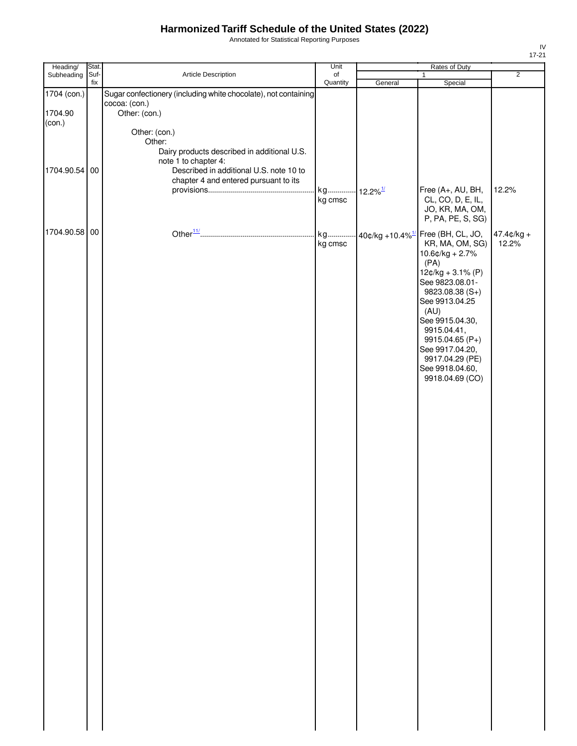# Harmonized Tariff Schedule of the United States (2022)

Annotated for Statistical Reporting Purposes

IV
17-21

| Heading/ Subheading | Stat. Suf- fix | Article Description | Unit of Quantity | Rates of Duty 1 General | Special | 2 |
|---|---|---|---|---|---|---|
| 1704 (con.) | | Sugar confectionery (including white chocolate), not containing cocoa: (con.) | | | | |
| 1704.90 (con.) | | Other: (con.) | | | | |
| | | Other: (con.) | | | | |
| | | Other: | | | | |
| | | Dairy products described in additional U.S. note 1 to chapter 4: | | | | |
| 1704.90.54 | 00 | Described in additional U.S. note 10 to chapter 4 and entered pursuant to its provisions | kg<br>kg cmsc | 12.2%[1/] | Free (A+, AU, BH, CL, CO, D, E, IL, JO, KR, MA, OM, P, PA, PE, S, SG) | 12.2% |
| 1704.90.58 | 00 | Other[11/] | kg<br>kg cmsc | 40¢/kg +10.4%[1/] | Free (BH, CL, JO, KR, MA, OM, SG)<br>10.6¢/kg + 2.7% (PA)<br>12¢/kg + 3.1% (P)<br>See 9823.08.01-9823.08.38 (S+)<br>See 9913.04.25 (AU)<br>See 9915.04.30, 9915.04.41, 9915.04.65 (P+)<br>See 9917.04.20, 9917.04.29 (PE)<br>See 9918.04.60, 9918.04.69 (CO) | 47.4¢/kg + 12.2% |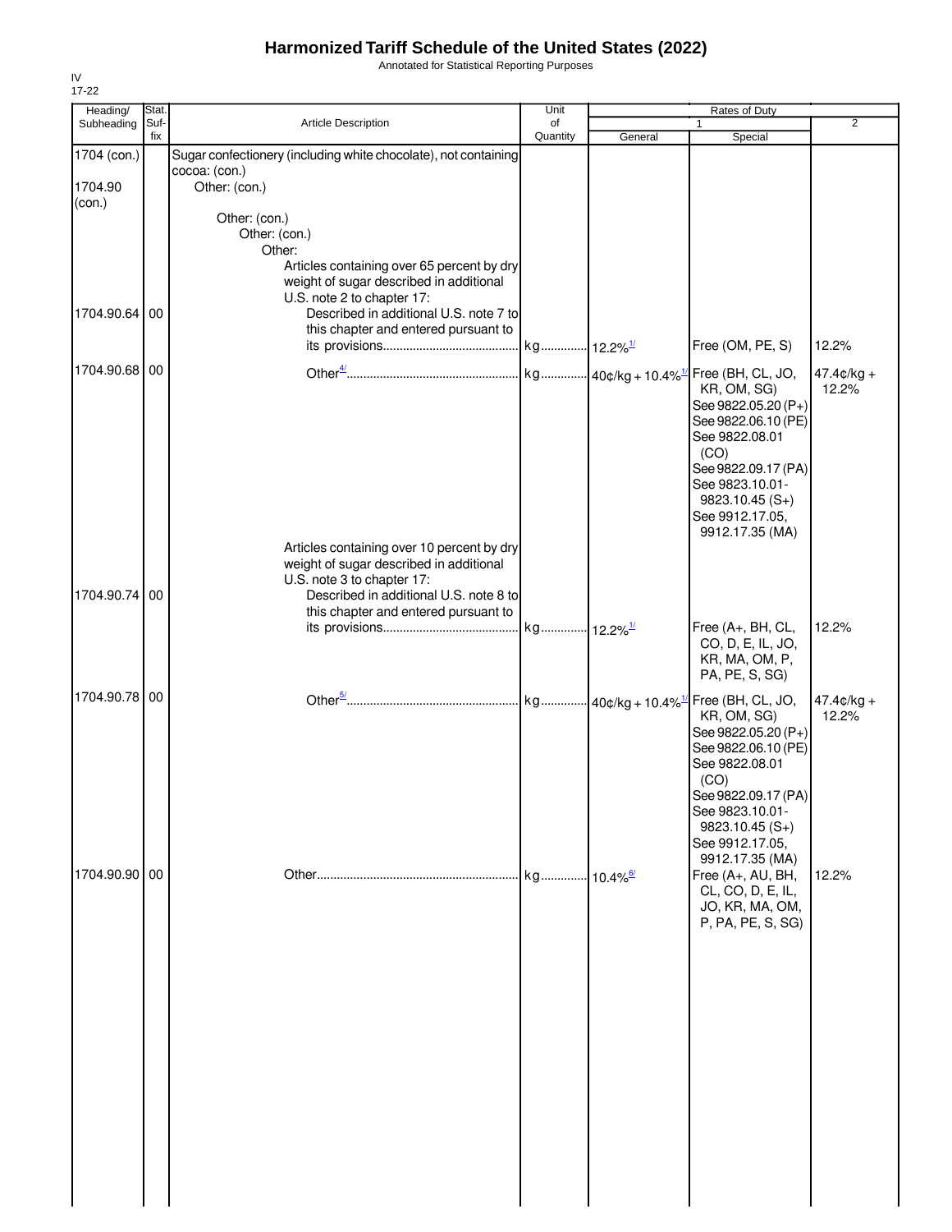# Harmonized Tariff Schedule of the United States (2022)

Annotated for Statistical Reporting Purposes

IV
17-22

| Heading/ Subheading | Stat. Suf- fix | Article Description | Unit of Quantity | Rates of Duty 1 General | Special | 2 |
|---|---|---|---|---|---|---|
| 1704 (con.) | | Sugar confectionery (including white chocolate), not containing cocoa: (con.) | | | | |
| 1704.90 (con.) | | Other: (con.) | | | | |
| | | Other: (con.) | | | | |
| | | Other: (con.) | | | | |
| | | Other: | | | | |
| | | Articles containing over 65 percent by dry weight of sugar described in additional U.S. note 2 to chapter 17: | | | | |
| 1704.90.64 | 00 | Described in additional U.S. note 7 to this chapter and entered pursuant to its provisions | kg | 12.2%[1/] | Free (OM, PE, S) | 12.2% |
| 1704.90.68 | 00 | Other[4/] | kg | 40¢/kg + 10.4%[1/] | Free (BH, CL, JO, KR, OM, SG) See 9822.05.20 (P+) See 9822.06.10 (PE) See 9822.08.01 (CO) See 9822.09.17 (PA) See 9823.10.01-9823.10.45 (S+) See 9912.17.05, 9912.17.35 (MA) | 47.4¢/kg + 12.2% |
| | | Articles containing over 10 percent by dry weight of sugar described in additional U.S. note 3 to chapter 17: | | | | |
| 1704.90.74 | 00 | Described in additional U.S. note 8 to this chapter and entered pursuant to its provisions | kg | 12.2%[1/] | Free (A+, BH, CL, CO, D, E, IL, JO, KR, MA, OM, P, PA, PE, S, SG) | 12.2% |
| 1704.90.78 | 00 | Other[5/] | kg | 40¢/kg + 10.4%[1/] | Free (BH, CL, JO, KR, OM, SG) See 9822.05.20 (P+) See 9822.06.10 (PE) See 9822.08.01 (CO) See 9822.09.17 (PA) See 9823.10.01-9823.10.45 (S+) See 9912.17.05, 9912.17.35 (MA) | 47.4¢/kg + 12.2% |
| 1704.90.90 | 00 | Other | kg | 10.4%[6/] | Free (A+, AU, BH, CL, CO, D, E, IL, JO, KR, MA, OM, P, PA, PE, S, SG) | 12.2% |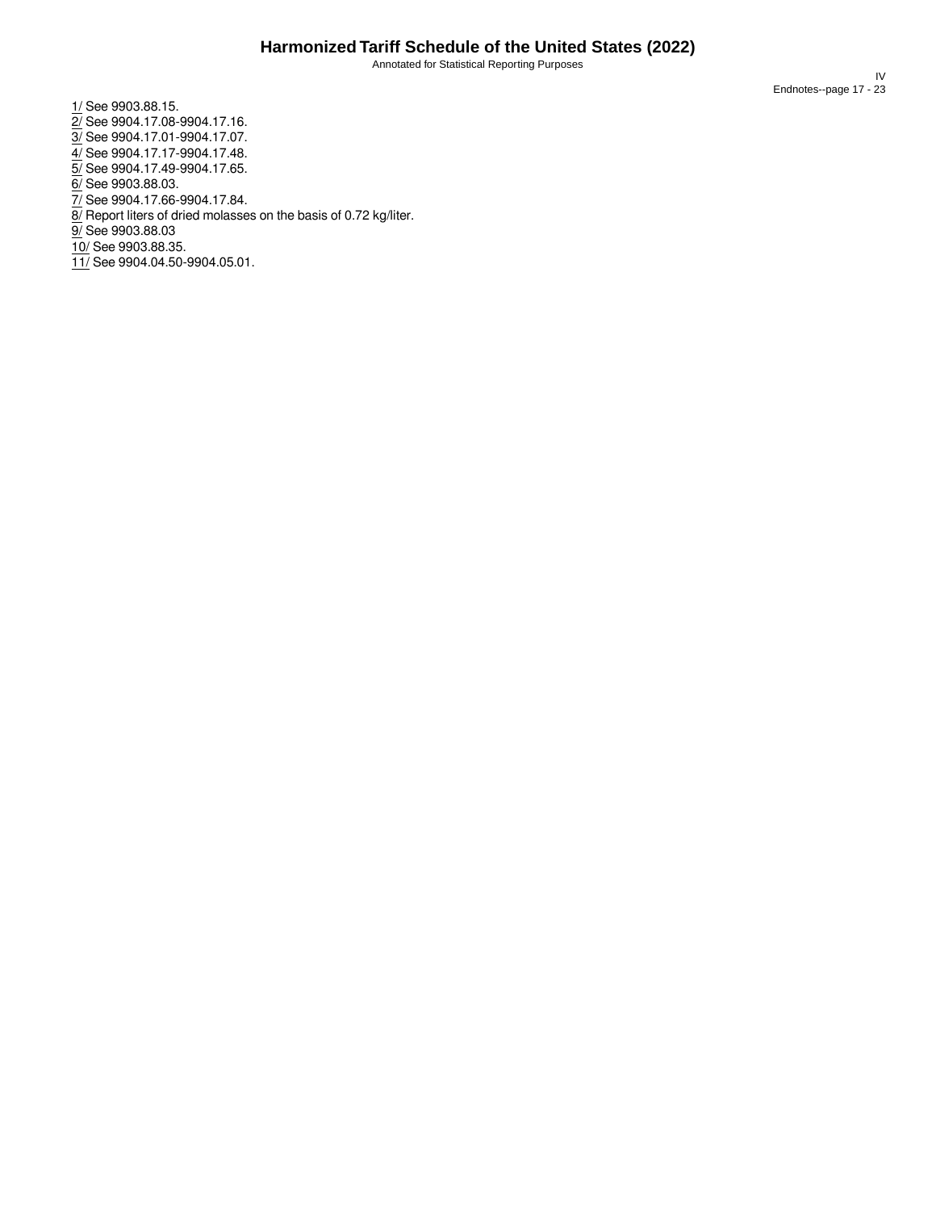1/ See 9903.88.15.
2/ See 9904.17.08-9904.17.16.
3/ See 9904.17.01-9904.17.07.
4/ See 9904.17.17-9904.17.48.
5/ See 9904.17.49-9904.17.65.
6/ See 9903.88.03.
7/ See 9904.17.66-9904.17.84.
8/ Report liters of dried molasses on the basis of 0.72 kg/liter.
9/ See 9903.88.03
10/ See 9903.88.35.
11/ See 9904.04.50-9904.05.01.